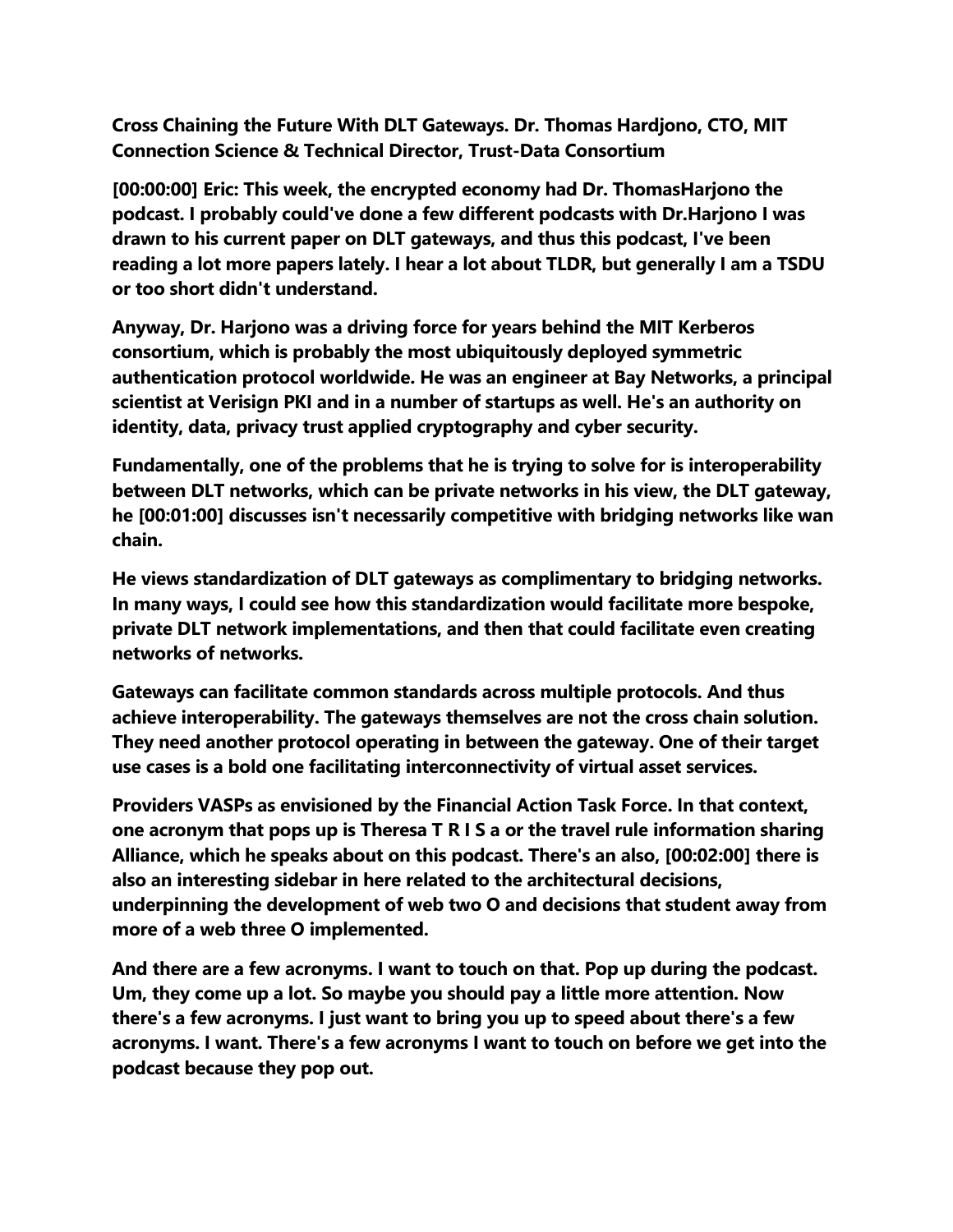**Cross Chaining the Future With DLT Gateways. Dr. Thomas Hardjono, CTO, MIT Connection Science & Technical Director, Trust-Data Consortium**

**[00:00:00] Eric: This week, the encrypted economy had Dr. ThomasHarjono the podcast. I probably could've done a few different podcasts with Dr.Harjono I was drawn to his current paper on DLT gateways, and thus this podcast, I've been reading a lot more papers lately. I hear a lot about TLDR, but generally I am a TSDU or too short didn't understand.**

**Anyway, Dr. Harjono was a driving force for years behind the MIT Kerberos consortium, which is probably the most ubiquitously deployed symmetric authentication protocol worldwide. He was an engineer at Bay Networks, a principal scientist at Verisign PKI and in a number of startups as well. He's an authority on identity, data, privacy trust applied cryptography and cyber security.**

**Fundamentally, one of the problems that he is trying to solve for is interoperability between DLT networks, which can be private networks in his view, the DLT gateway, he [00:01:00] discusses isn't necessarily competitive with bridging networks like wan chain.**

**He views standardization of DLT gateways as complimentary to bridging networks. In many ways, I could see how this standardization would facilitate more bespoke, private DLT network implementations, and then that could facilitate even creating networks of networks.**

**Gateways can facilitate common standards across multiple protocols. And thus achieve interoperability. The gateways themselves are not the cross chain solution. They need another protocol operating in between the gateway. One of their target use cases is a bold one facilitating interconnectivity of virtual asset services.**

**Providers VASPs as envisioned by the Financial Action Task Force. In that context, one acronym that pops up is Theresa T R I S a or the travel rule information sharing Alliance, which he speaks about on this podcast. There's an also, [00:02:00] there is also an interesting sidebar in here related to the architectural decisions, underpinning the development of web two O and decisions that student away from more of a web three O implemented.**

**And there are a few acronyms. I want to touch on that. Pop up during the podcast. Um, they come up a lot. So maybe you should pay a little more attention. Now there's a few acronyms. I just want to bring you up to speed about there's a few acronyms. I want. There's a few acronyms I want to touch on before we get into the podcast because they pop out.**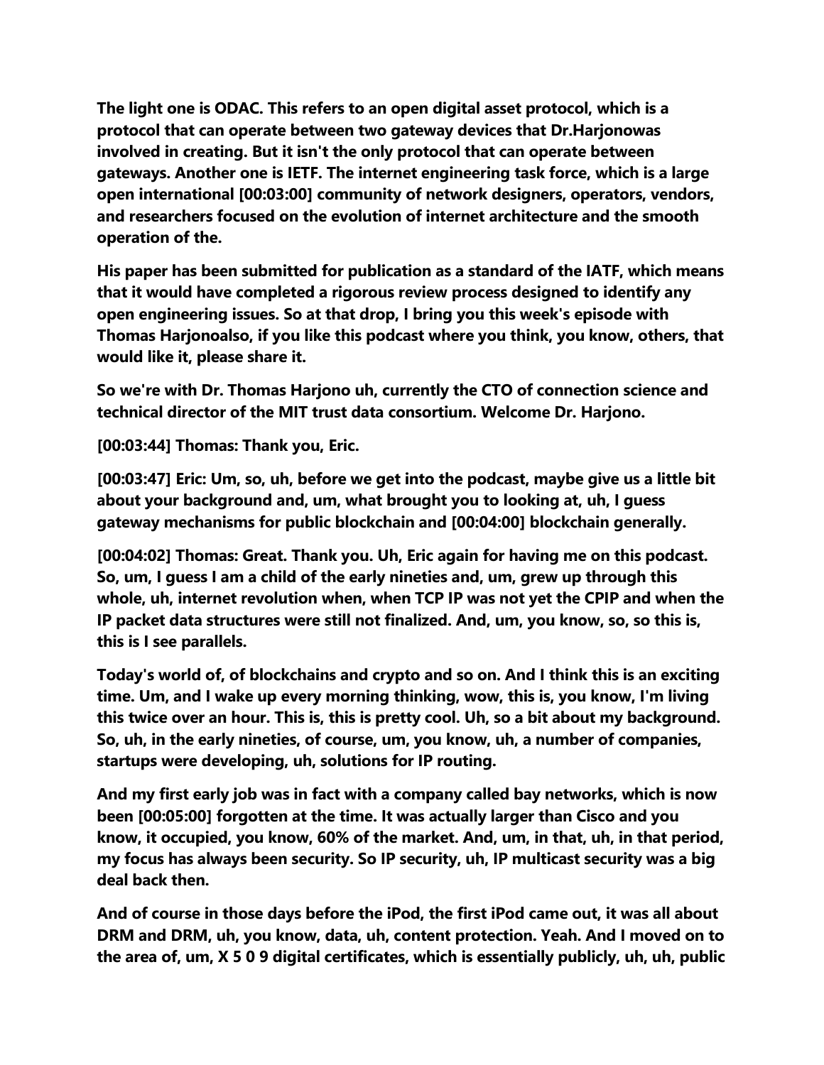**The light one is ODAC. This refers to an open digital asset protocol, which is a protocol that can operate between two gateway devices that Dr.Harjonowas involved in creating. But it isn't the only protocol that can operate between gateways. Another one is IETF. The internet engineering task force, which is a large open international [00:03:00] community of network designers, operators, vendors, and researchers focused on the evolution of internet architecture and the smooth operation of the.**

**His paper has been submitted for publication as a standard of the IATF, which means that it would have completed a rigorous review process designed to identify any open engineering issues. So at that drop, I bring you this week's episode with Thomas Harjonoalso, if you like this podcast where you think, you know, others, that would like it, please share it.**

**So we're with Dr. Thomas Harjono uh, currently the CTO of connection science and technical director of the MIT trust data consortium. Welcome Dr. Harjono.**

**[00:03:44] Thomas: Thank you, Eric.**

**[00:03:47] Eric: Um, so, uh, before we get into the podcast, maybe give us a little bit about your background and, um, what brought you to looking at, uh, I guess gateway mechanisms for public blockchain and [00:04:00] blockchain generally.**

**[00:04:02] Thomas: Great. Thank you. Uh, Eric again for having me on this podcast. So, um, I guess I am a child of the early nineties and, um, grew up through this whole, uh, internet revolution when, when TCP IP was not yet the CPIP and when the IP packet data structures were still not finalized. And, um, you know, so, so this is, this is I see parallels.**

**Today's world of, of blockchains and crypto and so on. And I think this is an exciting time. Um, and I wake up every morning thinking, wow, this is, you know, I'm living this twice over an hour. This is, this is pretty cool. Uh, so a bit about my background. So, uh, in the early nineties, of course, um, you know, uh, a number of companies, startups were developing, uh, solutions for IP routing.**

**And my first early job was in fact with a company called bay networks, which is now been [00:05:00] forgotten at the time. It was actually larger than Cisco and you know, it occupied, you know, 60% of the market. And, um, in that, uh, in that period, my focus has always been security. So IP security, uh, IP multicast security was a big deal back then.**

**And of course in those days before the iPod, the first iPod came out, it was all about DRM and DRM, uh, you know, data, uh, content protection. Yeah. And I moved on to the area of, um, X 5 0 9 digital certificates, which is essentially publicly, uh, uh, public**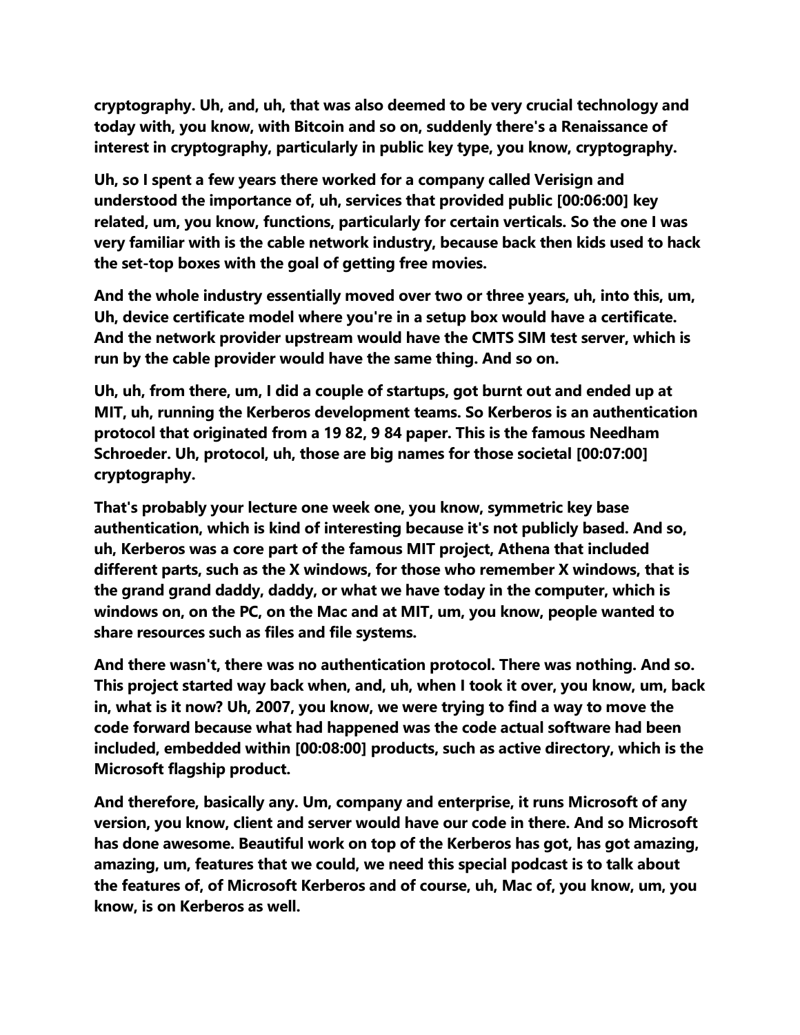**cryptography. Uh, and, uh, that was also deemed to be very crucial technology and today with, you know, with Bitcoin and so on, suddenly there's a Renaissance of interest in cryptography, particularly in public key type, you know, cryptography.**

**Uh, so I spent a few years there worked for a company called Verisign and understood the importance of, uh, services that provided public [00:06:00] key related, um, you know, functions, particularly for certain verticals. So the one I was very familiar with is the cable network industry, because back then kids used to hack the set-top boxes with the goal of getting free movies.**

**And the whole industry essentially moved over two or three years, uh, into this, um, Uh, device certificate model where you're in a setup box would have a certificate. And the network provider upstream would have the CMTS SIM test server, which is run by the cable provider would have the same thing. And so on.**

**Uh, uh, from there, um, I did a couple of startups, got burnt out and ended up at MIT, uh, running the Kerberos development teams. So Kerberos is an authentication protocol that originated from a 19 82, 9 84 paper. This is the famous Needham Schroeder. Uh, protocol, uh, those are big names for those societal [00:07:00] cryptography.**

**That's probably your lecture one week one, you know, symmetric key base authentication, which is kind of interesting because it's not publicly based. And so, uh, Kerberos was a core part of the famous MIT project, Athena that included different parts, such as the X windows, for those who remember X windows, that is the grand grand daddy, daddy, or what we have today in the computer, which is windows on, on the PC, on the Mac and at MIT, um, you know, people wanted to share resources such as files and file systems.**

**And there wasn't, there was no authentication protocol. There was nothing. And so. This project started way back when, and, uh, when I took it over, you know, um, back in, what is it now? Uh, 2007, you know, we were trying to find a way to move the code forward because what had happened was the code actual software had been included, embedded within [00:08:00] products, such as active directory, which is the Microsoft flagship product.**

**And therefore, basically any. Um, company and enterprise, it runs Microsoft of any version, you know, client and server would have our code in there. And so Microsoft has done awesome. Beautiful work on top of the Kerberos has got, has got amazing, amazing, um, features that we could, we need this special podcast is to talk about the features of, of Microsoft Kerberos and of course, uh, Mac of, you know, um, you know, is on Kerberos as well.**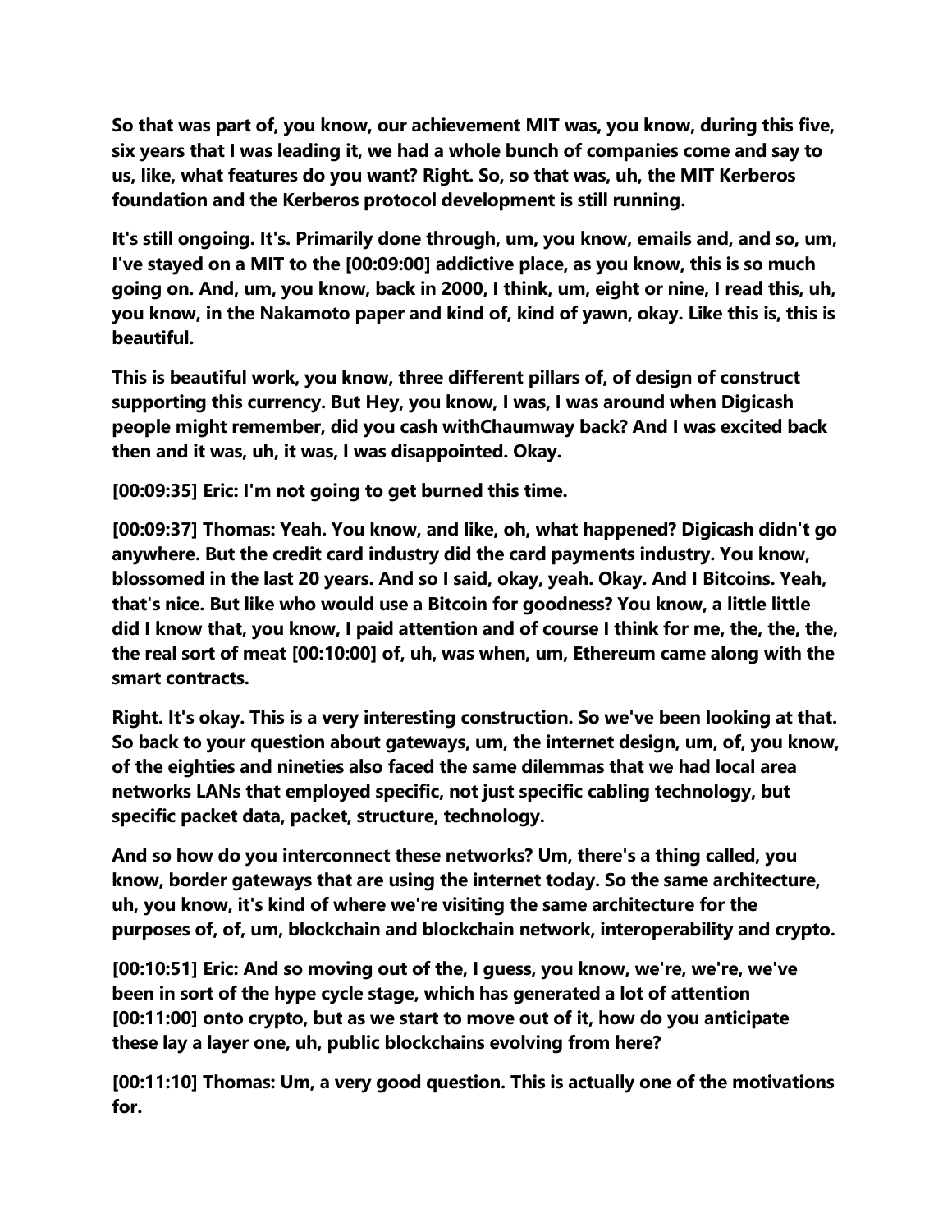**So that was part of, you know, our achievement MIT was, you know, during this five, six years that I was leading it, we had a whole bunch of companies come and say to us, like, what features do you want? Right. So, so that was, uh, the MIT Kerberos foundation and the Kerberos protocol development is still running.**

**It's still ongoing. It's. Primarily done through, um, you know, emails and, and so, um, I've stayed on a MIT to the [00:09:00] addictive place, as you know, this is so much going on. And, um, you know, back in 2000, I think, um, eight or nine, I read this, uh, you know, in the Nakamoto paper and kind of, kind of yawn, okay. Like this is, this is beautiful.**

**This is beautiful work, you know, three different pillars of, of design of construct supporting this currency. But Hey, you know, I was, I was around when Digicash people might remember, did you cash withChaumway back? And I was excited back then and it was, uh, it was, I was disappointed. Okay.**

**[00:09:35] Eric: I'm not going to get burned this time.**

**[00:09:37] Thomas: Yeah. You know, and like, oh, what happened? Digicash didn't go anywhere. But the credit card industry did the card payments industry. You know, blossomed in the last 20 years. And so I said, okay, yeah. Okay. And I Bitcoins. Yeah, that's nice. But like who would use a Bitcoin for goodness? You know, a little little did I know that, you know, I paid attention and of course I think for me, the, the, the, the real sort of meat [00:10:00] of, uh, was when, um, Ethereum came along with the smart contracts.**

**Right. It's okay. This is a very interesting construction. So we've been looking at that. So back to your question about gateways, um, the internet design, um, of, you know, of the eighties and nineties also faced the same dilemmas that we had local area networks LANs that employed specific, not just specific cabling technology, but specific packet data, packet, structure, technology.**

**And so how do you interconnect these networks? Um, there's a thing called, you know, border gateways that are using the internet today. So the same architecture, uh, you know, it's kind of where we're visiting the same architecture for the purposes of, of, um, blockchain and blockchain network, interoperability and crypto.**

**[00:10:51] Eric: And so moving out of the, I guess, you know, we're, we're, we've been in sort of the hype cycle stage, which has generated a lot of attention [00:11:00] onto crypto, but as we start to move out of it, how do you anticipate these lay a layer one, uh, public blockchains evolving from here?**

**[00:11:10] Thomas: Um, a very good question. This is actually one of the motivations for.**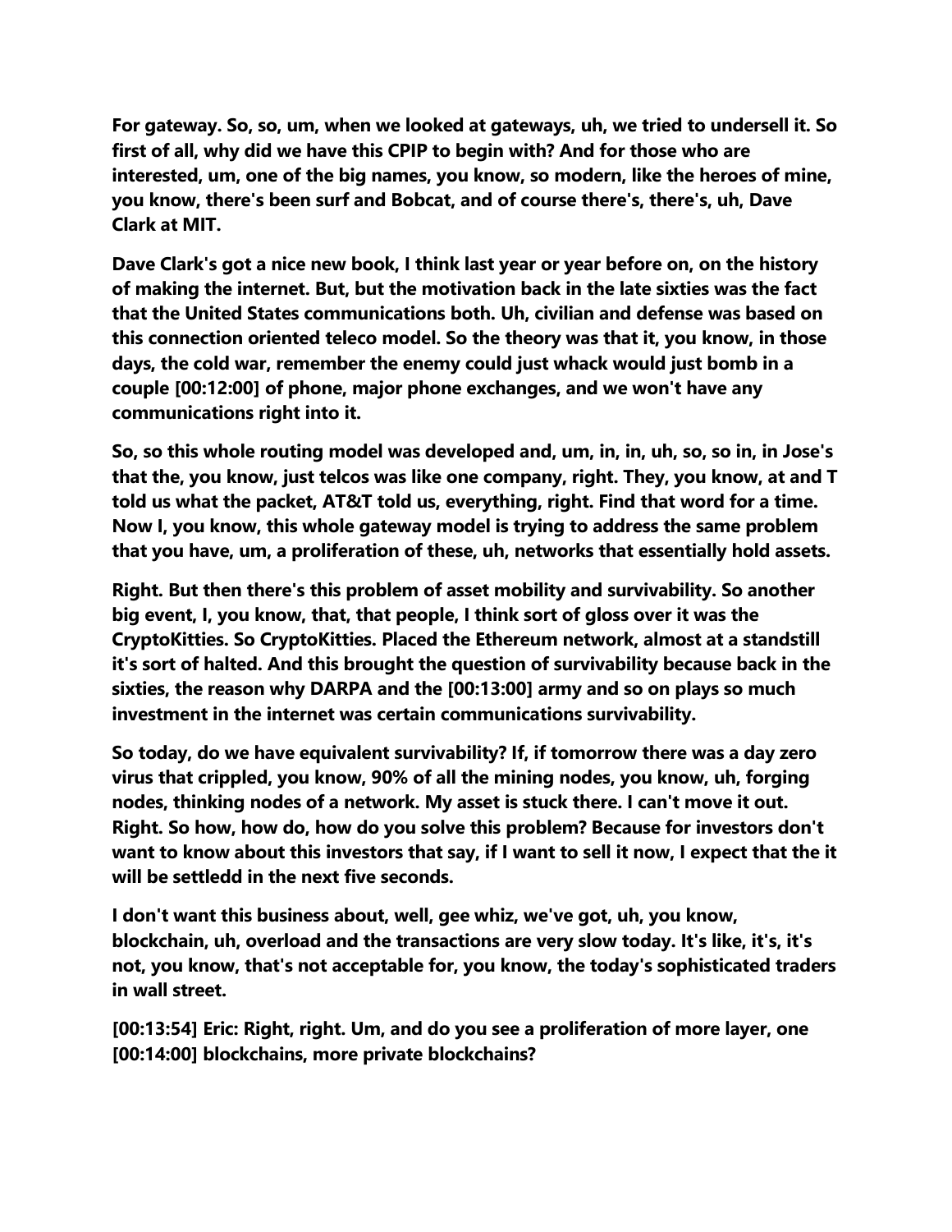**For gateway. So, so, um, when we looked at gateways, uh, we tried to undersell it. So first of all, why did we have this CPIP to begin with? And for those who are interested, um, one of the big names, you know, so modern, like the heroes of mine, you know, there's been surf and Bobcat, and of course there's, there's, uh, Dave Clark at MIT.**

**Dave Clark's got a nice new book, I think last year or year before on, on the history of making the internet. But, but the motivation back in the late sixties was the fact that the United States communications both. Uh, civilian and defense was based on this connection oriented teleco model. So the theory was that it, you know, in those days, the cold war, remember the enemy could just whack would just bomb in a couple [00:12:00] of phone, major phone exchanges, and we won't have any communications right into it.**

**So, so this whole routing model was developed and, um, in, in, uh, so, so in, in Jose's that the, you know, just telcos was like one company, right. They, you know, at and T told us what the packet, AT&T told us, everything, right. Find that word for a time. Now I, you know, this whole gateway model is trying to address the same problem that you have, um, a proliferation of these, uh, networks that essentially hold assets.**

**Right. But then there's this problem of asset mobility and survivability. So another big event, I, you know, that, that people, I think sort of gloss over it was the CryptoKitties. So CryptoKitties. Placed the Ethereum network, almost at a standstill it's sort of halted. And this brought the question of survivability because back in the sixties, the reason why DARPA and the [00:13:00] army and so on plays so much investment in the internet was certain communications survivability.**

**So today, do we have equivalent survivability? If, if tomorrow there was a day zero virus that crippled, you know, 90% of all the mining nodes, you know, uh, forging nodes, thinking nodes of a network. My asset is stuck there. I can't move it out. Right. So how, how do, how do you solve this problem? Because for investors don't want to know about this investors that say, if I want to sell it now, I expect that the it will be settledd in the next five seconds.**

**I don't want this business about, well, gee whiz, we've got, uh, you know, blockchain, uh, overload and the transactions are very slow today. It's like, it's, it's not, you know, that's not acceptable for, you know, the today's sophisticated traders in wall street.**

**[00:13:54] Eric: Right, right. Um, and do you see a proliferation of more layer, one [00:14:00] blockchains, more private blockchains?**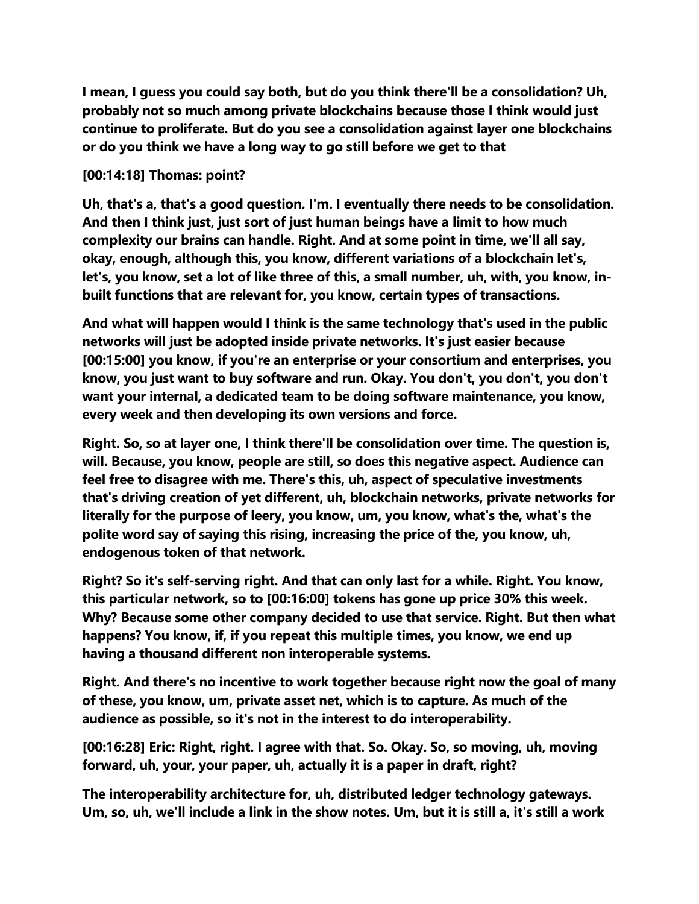**I mean, I guess you could say both, but do you think there'll be a consolidation? Uh, probably not so much among private blockchains because those I think would just continue to proliferate. But do you see a consolidation against layer one blockchains or do you think we have a long way to go still before we get to that**

**[00:14:18] Thomas: point?**

**Uh, that's a, that's a good question. I'm. I eventually there needs to be consolidation. And then I think just, just sort of just human beings have a limit to how much complexity our brains can handle. Right. And at some point in time, we'll all say, okay, enough, although this, you know, different variations of a blockchain let's, let's, you know, set a lot of like three of this, a small number, uh, with, you know, in-built functions that are relevant for, you know, certain types of transactions.**

**And what will happen would I think is the same technology that's used in the public networks will just be adopted inside private networks. It's just easier because [00:15:00] you know, if you're an enterprise or your consortium and enterprises, you know, you just want to buy software and run. Okay. You don't, you don't, you don't want your internal, a dedicated team to be doing software maintenance, you know, every week and then developing its own versions and force.**

**Right. So, so at layer one, I think there'll be consolidation over time. The question is, will. Because, you know, people are still, so does this negative aspect. Audience can feel free to disagree with me. There's this, uh, aspect of speculative investments that's driving creation of yet different, uh, blockchain networks, private networks for literally for the purpose of leery, you know, um, you know, what's the, what's the polite word say of saying this rising, increasing the price of the, you know, uh, endogenous token of that network.**

**Right? So it's self-serving right. And that can only last for a while. Right. You know, this particular network, so to [00:16:00] tokens has gone up price 30% this week. Why? Because some other company decided to use that service. Right. But then what happens? You know, if, if you repeat this multiple times, you know, we end up having a thousand different non interoperable systems.**

**Right. And there's no incentive to work together because right now the goal of many of these, you know, um, private asset net, which is to capture. As much of the audience as possible, so it's not in the interest to do interoperability.**

**[00:16:28] Eric: Right, right. I agree with that. So. Okay. So, so moving, uh, moving forward, uh, your, your paper, uh, actually it is a paper in draft, right?**

**The interoperability architecture for, uh, distributed ledger technology gateways. Um, so, uh, we'll include a link in the show notes. Um, but it is still a, it's still a work**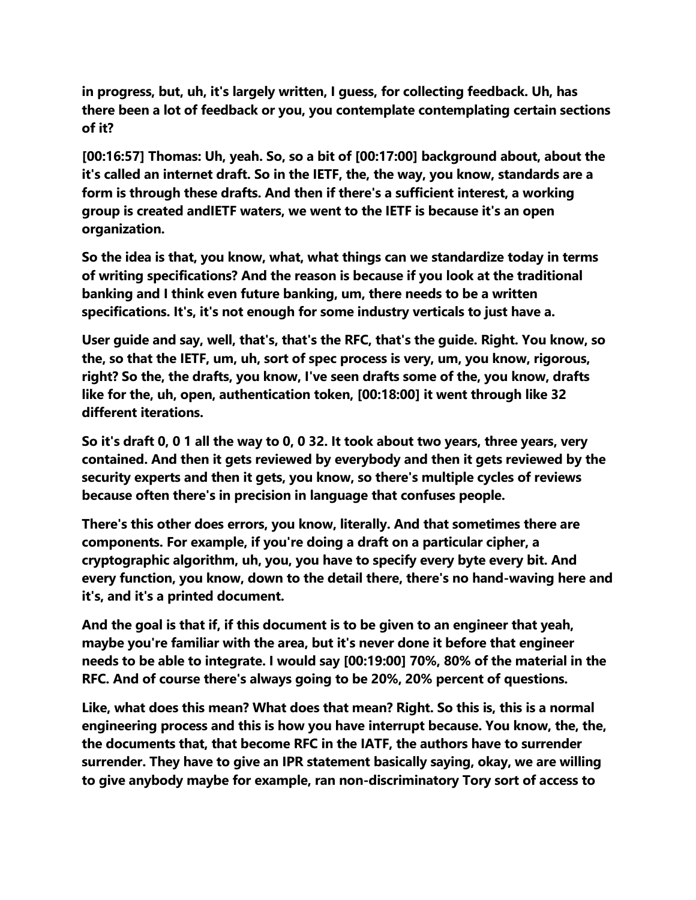**in progress, but, uh, it's largely written, I guess, for collecting feedback. Uh, has there been a lot of feedback or you, you contemplate contemplating certain sections of it?**

**[00:16:57] Thomas: Uh, yeah. So, so a bit of [00:17:00] background about, about the it's called an internet draft. So in the IETF, the, the way, you know, standards are a form is through these drafts. And then if there's a sufficient interest, a working group is created andIETF waters, we went to the IETF is because it's an open organization.**

**So the idea is that, you know, what, what things can we standardize today in terms of writing specifications? And the reason is because if you look at the traditional banking and I think even future banking, um, there needs to be a written specifications. It's, it's not enough for some industry verticals to just have a.**

**User guide and say, well, that's, that's the RFC, that's the guide. Right. You know, so the, so that the IETF, um, uh, sort of spec process is very, um, you know, rigorous, right? So the, the drafts, you know, I've seen drafts some of the, you know, drafts like for the, uh, open, authentication token, [00:18:00] it went through like 32 different iterations.**

**So it's draft 0, 0 1 all the way to 0, 0 32. It took about two years, three years, very contained. And then it gets reviewed by everybody and then it gets reviewed by the security experts and then it gets, you know, so there's multiple cycles of reviews because often there's in precision in language that confuses people.**

**There's this other does errors, you know, literally. And that sometimes there are components. For example, if you're doing a draft on a particular cipher, a cryptographic algorithm, uh, you, you have to specify every byte every bit. And every function, you know, down to the detail there, there's no hand-waving here and it's, and it's a printed document.**

**And the goal is that if, if this document is to be given to an engineer that yeah, maybe you're familiar with the area, but it's never done it before that engineer needs to be able to integrate. I would say [00:19:00] 70%, 80% of the material in the RFC. And of course there's always going to be 20%, 20% percent of questions.**

**Like, what does this mean? What does that mean? Right. So this is, this is a normal engineering process and this is how you have interrupt because. You know, the, the, the documents that, that become RFC in the IATF, the authors have to surrender surrender. They have to give an IPR statement basically saying, okay, we are willing to give anybody maybe for example, ran non-discriminatory Tory sort of access to**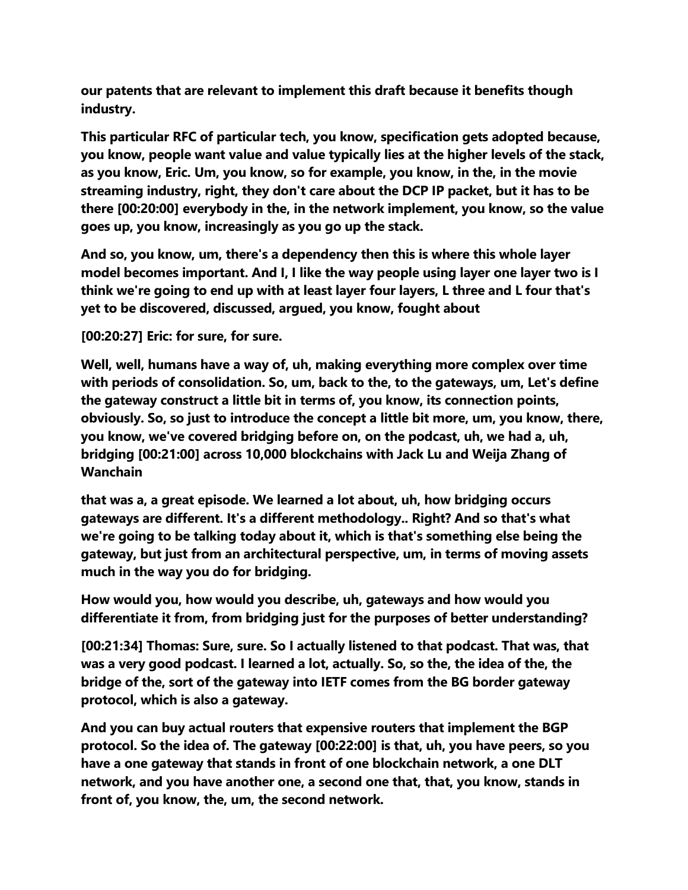**our patents that are relevant to implement this draft because it benefits though industry.**

**This particular RFC of particular tech, you know, specification gets adopted because, you know, people want value and value typically lies at the higher levels of the stack, as you know, Eric. Um, you know, so for example, you know, in the, in the movie streaming industry, right, they don't care about the DCP IP packet, but it has to be there [00:20:00] everybody in the, in the network implement, you know, so the value goes up, you know, increasingly as you go up the stack.**

**And so, you know, um, there's a dependency then this is where this whole layer model becomes important. And I, I like the way people using layer one layer two is I think we're going to end up with at least layer four layers, L three and L four that's yet to be discovered, discussed, argued, you know, fought about**

**[00:20:27] Eric: for sure, for sure.**

**Well, well, humans have a way of, uh, making everything more complex over time with periods of consolidation. So, um, back to the, to the gateways, um, Let's define the gateway construct a little bit in terms of, you know, its connection points, obviously. So, so just to introduce the concept a little bit more, um, you know, there, you know, we've covered bridging before on, on the podcast, uh, we had a, uh, bridging [00:21:00] across 10,000 blockchains with Jack Lu and Weija Zhang of Wanchain**

**that was a, a great episode. We learned a lot about, uh, how bridging occurs gateways are different. It's a different methodology.. Right? And so that's what we're going to be talking today about it, which is that's something else being the gateway, but just from an architectural perspective, um, in terms of moving assets much in the way you do for bridging.**

**How would you, how would you describe, uh, gateways and how would you differentiate it from, from bridging just for the purposes of better understanding?**

**[00:21:34] Thomas: Sure, sure. So I actually listened to that podcast. That was, that was a very good podcast. I learned a lot, actually. So, so the, the idea of the, the bridge of the, sort of the gateway into IETF comes from the BG border gateway protocol, which is also a gateway.**

**And you can buy actual routers that expensive routers that implement the BGP protocol. So the idea of. The gateway [00:22:00] is that, uh, you have peers, so you have a one gateway that stands in front of one blockchain network, a one DLT network, and you have another one, a second one that, that, you know, stands in front of, you know, the, um, the second network.**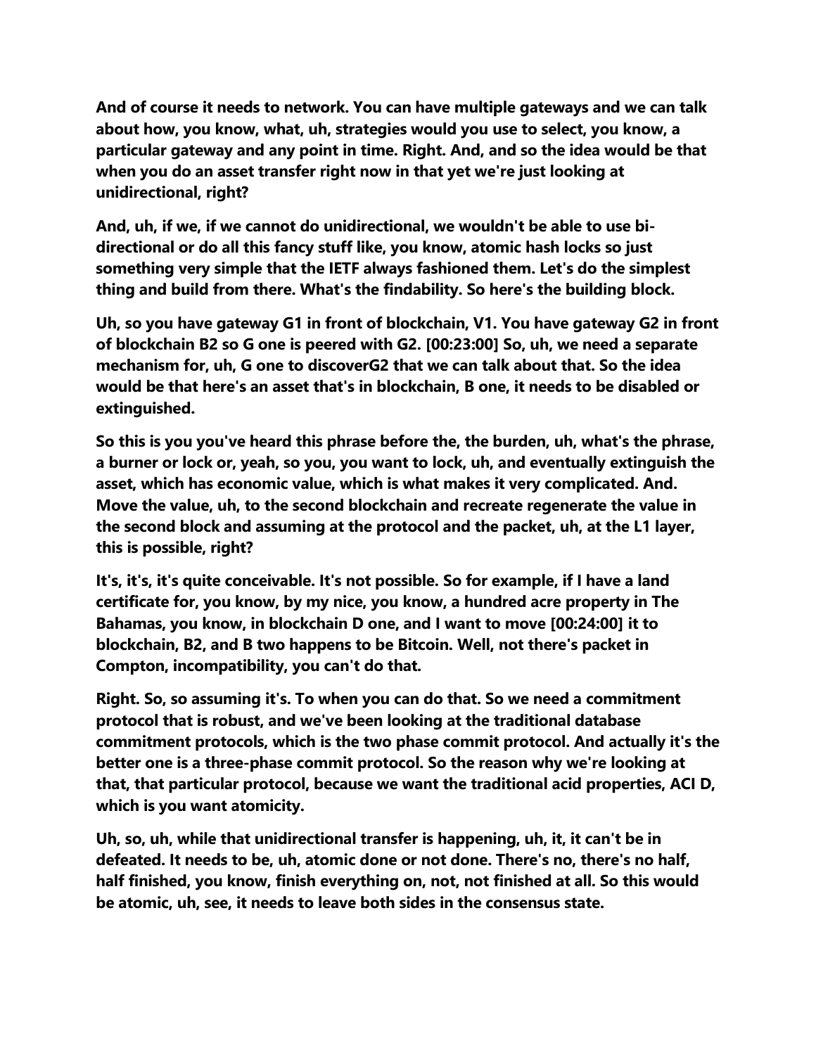**And of course it needs to network. You can have multiple gateways and we can talk about how, you know, what, uh, strategies would you use to select, you know, a particular gateway and any point in time. Right. And, and so the idea would be that when you do an asset transfer right now in that yet we're just looking at unidirectional, right?**

**And, uh, if we, if we cannot do unidirectional, we wouldn't be able to use bi-directional or do all this fancy stuff like, you know, atomic hash locks so just something very simple that the IETF always fashioned them. Let's do the simplest thing and build from there. What's the findability. So here's the building block.**

**Uh, so you have gateway G1 in front of blockchain, V1. You have gateway G2 in front of blockchain B2 so G one is peered with G2. [00:23:00] So, uh, we need a separate mechanism for, uh, G one to discoverG2 that we can talk about that. So the idea would be that here's an asset that's in blockchain, B one, it needs to be disabled or extinguished.**

**So this is you you've heard this phrase before the, the burden, uh, what's the phrase, a burner or lock or, yeah, so you, you want to lock, uh, and eventually extinguish the asset, which has economic value, which is what makes it very complicated. And. Move the value, uh, to the second blockchain and recreate regenerate the value in the second block and assuming at the protocol and the packet, uh, at the L1 layer, this is possible, right?**

**It's, it's, it's quite conceivable. It's not possible. So for example, if I have a land certificate for, you know, by my nice, you know, a hundred acre property in The Bahamas, you know, in blockchain D one, and I want to move [00:24:00] it to blockchain, B2, and B two happens to be Bitcoin. Well, not there's packet in Compton, incompatibility, you can't do that.**

**Right. So, so assuming it's. To when you can do that. So we need a commitment protocol that is robust, and we've been looking at the traditional database commitment protocols, which is the two phase commit protocol. And actually it's the better one is a three-phase commit protocol. So the reason why we're looking at that, that particular protocol, because we want the traditional acid properties, ACI D, which is you want atomicity.**

**Uh, so, uh, while that unidirectional transfer is happening, uh, it, it can't be in defeated. It needs to be, uh, atomic done or not done. There's no, there's no half, half finished, you know, finish everything on, not, not finished at all. So this would be atomic, uh, see, it needs to leave both sides in the consensus state.**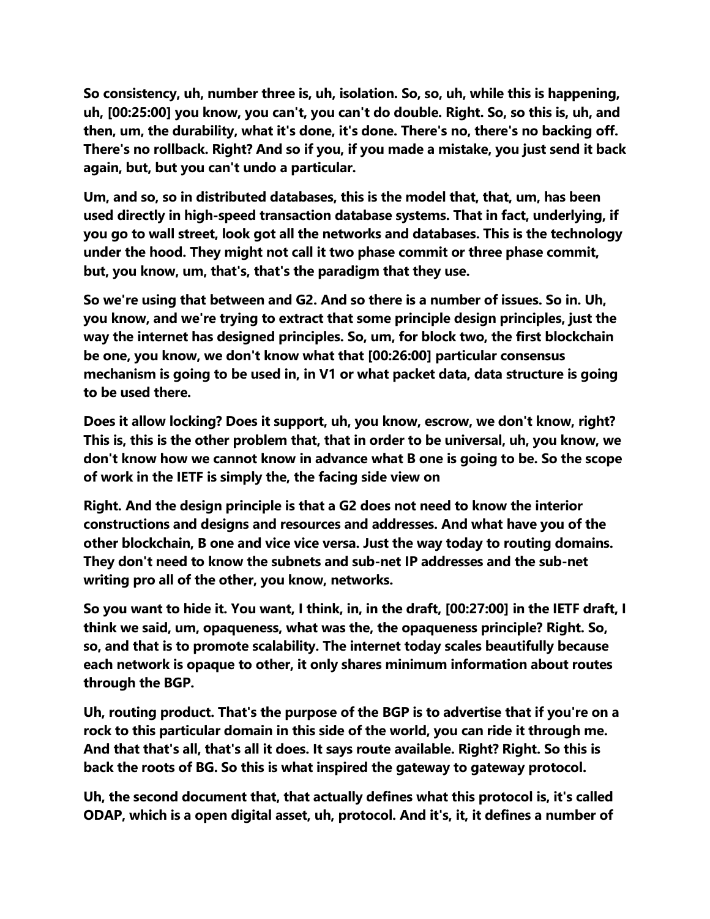**So consistency, uh, number three is, uh, isolation. So, so, uh, while this is happening, uh, [00:25:00] you know, you can't, you can't do double. Right. So, so this is, uh, and then, um, the durability, what it's done, it's done. There's no, there's no backing off. There's no rollback. Right? And so if you, if you made a mistake, you just send it back again, but, but you can't undo a particular.**

**Um, and so, so in distributed databases, this is the model that, that, um, has been used directly in high-speed transaction database systems. That in fact, underlying, if you go to wall street, look got all the networks and databases. This is the technology under the hood. They might not call it two phase commit or three phase commit, but, you know, um, that's, that's the paradigm that they use.**

**So we're using that between and G2. And so there is a number of issues. So in. Uh, you know, and we're trying to extract that some principle design principles, just the way the internet has designed principles. So, um, for block two, the first blockchain be one, you know, we don't know what that [00:26:00] particular consensus mechanism is going to be used in, in V1 or what packet data, data structure is going to be used there.**

**Does it allow locking? Does it support, uh, you know, escrow, we don't know, right? This is, this is the other problem that, that in order to be universal, uh, you know, we don't know how we cannot know in advance what B one is going to be. So the scope of work in the IETF is simply the, the facing side view on**

**Right. And the design principle is that a G2 does not need to know the interior constructions and designs and resources and addresses. And what have you of the other blockchain, B one and vice vice versa. Just the way today to routing domains. They don't need to know the subnets and sub-net IP addresses and the sub-net writing pro all of the other, you know, networks.**

**So you want to hide it. You want, I think, in, in the draft, [00:27:00] in the IETF draft, I think we said, um, opaqueness, what was the, the opaqueness principle? Right. So, so, and that is to promote scalability. The internet today scales beautifully because each network is opaque to other, it only shares minimum information about routes through the BGP.**

**Uh, routing product. That's the purpose of the BGP is to advertise that if you're on a rock to this particular domain in this side of the world, you can ride it through me. And that that's all, that's all it does. It says route available. Right? Right. So this is back the roots of BG. So this is what inspired the gateway to gateway protocol.**

**Uh, the second document that, that actually defines what this protocol is, it's called ODAP, which is a open digital asset, uh, protocol. And it's, it, it defines a number of**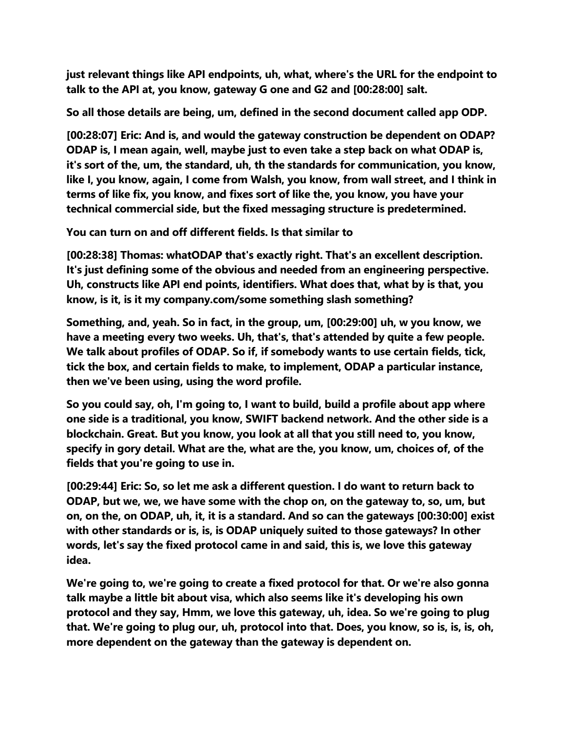**just relevant things like API endpoints, uh, what, where's the URL for the endpoint to talk to the API at, you know, gateway G one and G2 and [00:28:00] salt.**

**So all those details are being, um, defined in the second document called app ODP.**

**[00:28:07] Eric: And is, and would the gateway construction be dependent on ODAP? ODAP is, I mean again, well, maybe just to even take a step back on what ODAP is, it's sort of the, um, the standard, uh, th the standards for communication, you know, like I, you know, again, I come from Walsh, you know, from wall street, and I think in terms of like fix, you know, and fixes sort of like the, you know, you have your technical commercial side, but the fixed messaging structure is predetermined.**

**You can turn on and off different fields. Is that similar to**

**[00:28:38] Thomas: whatODAP that's exactly right. That's an excellent description. It's just defining some of the obvious and needed from an engineering perspective. Uh, constructs like API end points, identifiers. What does that, what by is that, you know, is it, is it my company.com/some something slash something?**

**Something, and, yeah. So in fact, in the group, um, [00:29:00] uh, w you know, we have a meeting every two weeks. Uh, that's, that's attended by quite a few people. We talk about profiles of ODAP. So if, if somebody wants to use certain fields, tick, tick the box, and certain fields to make, to implement, ODAP a particular instance, then we've been using, using the word profile.**

**So you could say, oh, I'm going to, I want to build, build a profile about app where one side is a traditional, you know, SWIFT backend network. And the other side is a blockchain. Great. But you know, you look at all that you still need to, you know, specify in gory detail. What are the, what are the, you know, um, choices of, of the fields that you're going to use in.**

**[00:29:44] Eric: So, so let me ask a different question. I do want to return back to ODAP, but we, we, we have some with the chop on, on the gateway to, so, um, but on, on the, on ODAP, uh, it, it is a standard. And so can the gateways [00:30:00] exist with other standards or is, is, is ODAP uniquely suited to those gateways? In other words, let's say the fixed protocol came in and said, this is, we love this gateway idea.**

**We're going to, we're going to create a fixed protocol for that. Or we're also gonna talk maybe a little bit about visa, which also seems like it's developing his own protocol and they say, Hmm, we love this gateway, uh, idea. So we're going to plug that. We're going to plug our, uh, protocol into that. Does, you know, so is, is, is, oh, more dependent on the gateway than the gateway is dependent on.**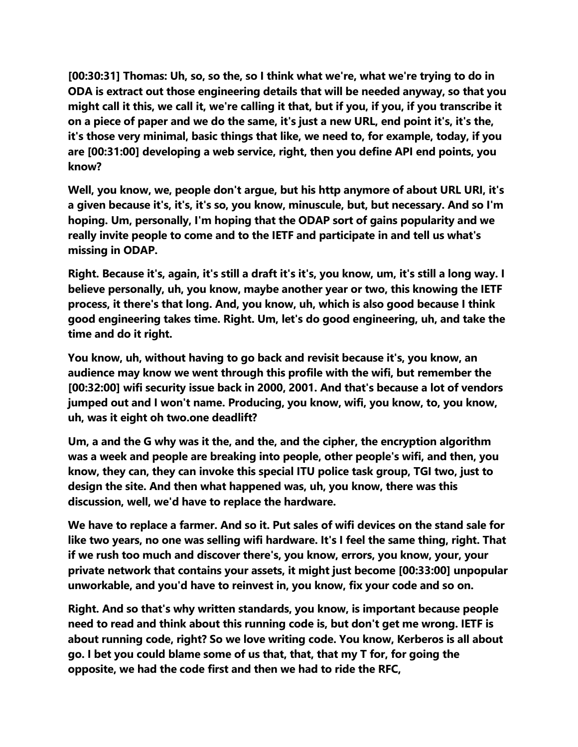**[00:30:31] Thomas: Uh, so, so the, so I think what we're, what we're trying to do in ODA is extract out those engineering details that will be needed anyway, so that you might call it this, we call it, we're calling it that, but if you, if you, if you transcribe it on a piece of paper and we do the same, it's just a new URL, end point it's, it's the, it's those very minimal, basic things that like, we need to, for example, today, if you are [00:31:00] developing a web service, right, then you define API end points, you know?**

**Well, you know, we, people don't argue, but his http anymore of about URL URI, it's a given because it's, it's, it's so, you know, minuscule, but, but necessary. And so I'm hoping. Um, personally, I'm hoping that the ODAP sort of gains popularity and we really invite people to come and to the IETF and participate in and tell us what's missing in ODAP.**

**Right. Because it's, again, it's still a draft it's it's, you know, um, it's still a long way. I believe personally, uh, you know, maybe another year or two, this knowing the IETF process, it there's that long. And, you know, uh, which is also good because I think good engineering takes time. Right. Um, let's do good engineering, uh, and take the time and do it right.**

**You know, uh, without having to go back and revisit because it's, you know, an audience may know we went through this profile with the wifi, but remember the [00:32:00] wifi security issue back in 2000, 2001. And that's because a lot of vendors jumped out and I won't name. Producing, you know, wifi, you know, to, you know, uh, was it eight oh two.one deadlift?**

**Um, a and the G why was it the, and the, and the cipher, the encryption algorithm was a week and people are breaking into people, other people's wifi, and then, you know, they can, they can invoke this special ITU police task group, TGI two, just to design the site. And then what happened was, uh, you know, there was this discussion, well, we'd have to replace the hardware.**

**We have to replace a farmer. And so it. Put sales of wifi devices on the stand sale for like two years, no one was selling wifi hardware. It's I feel the same thing, right. That if we rush too much and discover there's, you know, errors, you know, your, your private network that contains your assets, it might just become [00:33:00] unpopular unworkable, and you'd have to reinvest in, you know, fix your code and so on.**

**Right. And so that's why written standards, you know, is important because people need to read and think about this running code is, but don't get me wrong. IETF is about running code, right? So we love writing code. You know, Kerberos is all about go. I bet you could blame some of us that, that, that my T for, for going the opposite, we had the code first and then we had to ride the RFC,**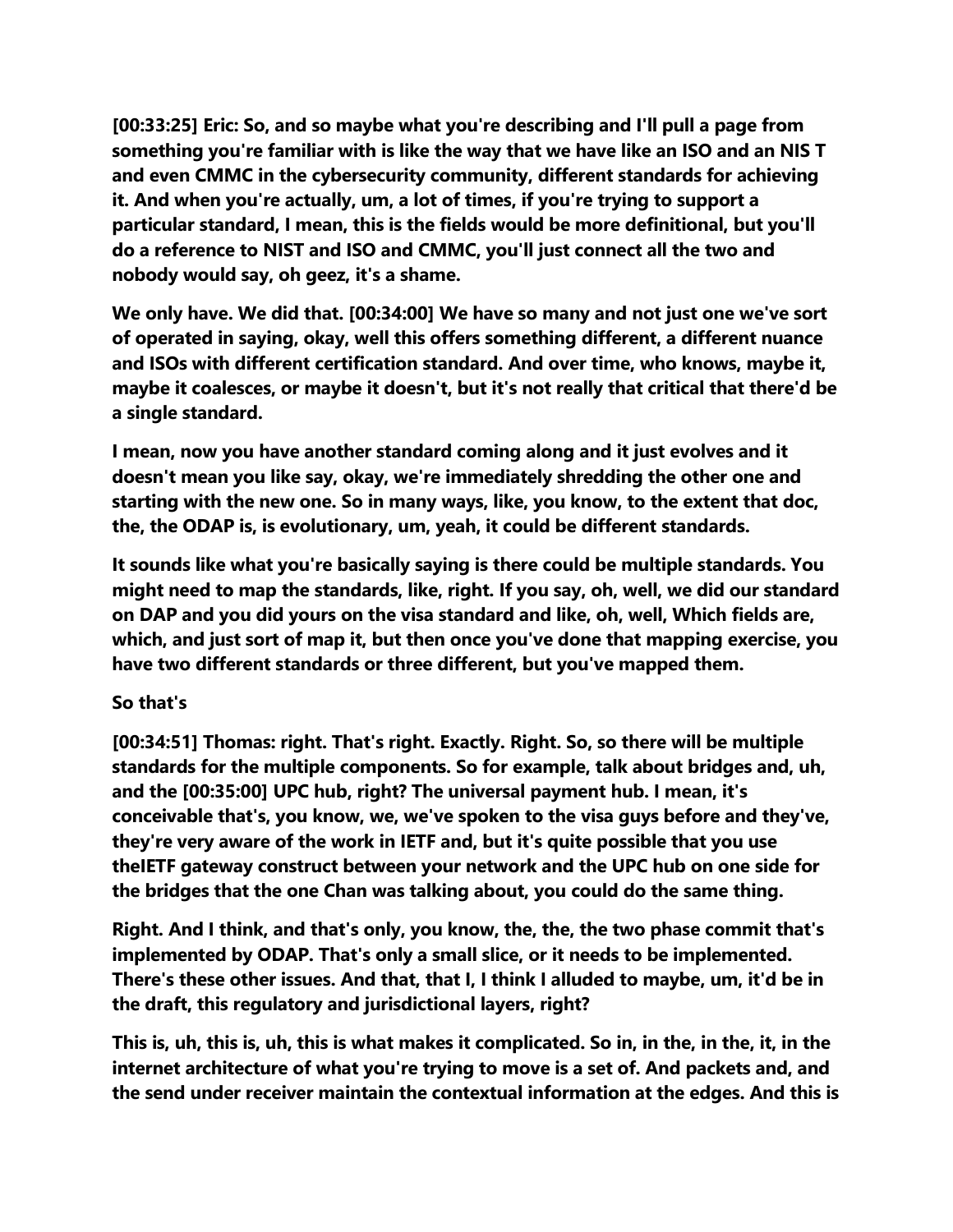**[00:33:25] Eric: So, and so maybe what you're describing and I'll pull a page from something you're familiar with is like the way that we have like an ISO and an NIS T and even CMMC in the cybersecurity community, different standards for achieving it. And when you're actually, um, a lot of times, if you're trying to support a particular standard, I mean, this is the fields would be more definitional, but you'll do a reference to NIST and ISO and CMMC, you'll just connect all the two and nobody would say, oh geez, it's a shame.**

**We only have. We did that. [00:34:00] We have so many and not just one we've sort of operated in saying, okay, well this offers something different, a different nuance and ISOs with different certification standard. And over time, who knows, maybe it, maybe it coalesces, or maybe it doesn't, but it's not really that critical that there'd be a single standard.**

**I mean, now you have another standard coming along and it just evolves and it doesn't mean you like say, okay, we're immediately shredding the other one and starting with the new one. So in many ways, like, you know, to the extent that doc, the, the ODAP is, is evolutionary, um, yeah, it could be different standards.**

**It sounds like what you're basically saying is there could be multiple standards. You might need to map the standards, like, right. If you say, oh, well, we did our standard on DAP and you did yours on the visa standard and like, oh, well, Which fields are, which, and just sort of map it, but then once you've done that mapping exercise, you have two different standards or three different, but you've mapped them.**

**So that's**

**[00:34:51] Thomas: right. That's right. Exactly. Right. So, so there will be multiple standards for the multiple components. So for example, talk about bridges and, uh, and the [00:35:00] UPC hub, right? The universal payment hub. I mean, it's conceivable that's, you know, we, we've spoken to the visa guys before and they've, they're very aware of the work in IETF and, but it's quite possible that you use theIETF gateway construct between your network and the UPC hub on one side for the bridges that the one Chan was talking about, you could do the same thing.**

**Right. And I think, and that's only, you know, the, the, the two phase commit that's implemented by ODAP. That's only a small slice, or it needs to be implemented. There's these other issues. And that, that I, I think I alluded to maybe, um, it'd be in the draft, this regulatory and jurisdictional layers, right?**

**This is, uh, this is, uh, this is what makes it complicated. So in, in the, in the, it, in the internet architecture of what you're trying to move is a set of. And packets and, and the send under receiver maintain the contextual information at the edges. And this is**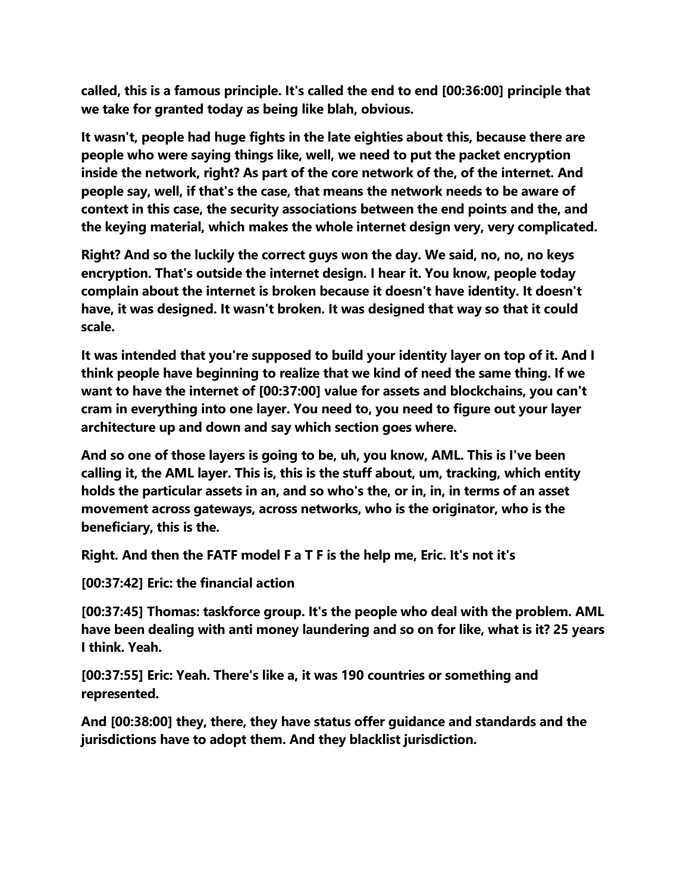**called, this is a famous principle. It's called the end to end [00:36:00] principle that we take for granted today as being like blah, obvious.**

**It wasn't, people had huge fights in the late eighties about this, because there are people who were saying things like, well, we need to put the packet encryption inside the network, right? As part of the core network of the, of the internet. And people say, well, if that's the case, that means the network needs to be aware of context in this case, the security associations between the end points and the, and the keying material, which makes the whole internet design very, very complicated.**

**Right? And so the luckily the correct guys won the day. We said, no, no, no keys encryption. That's outside the internet design. I hear it. You know, people today complain about the internet is broken because it doesn't have identity. It doesn't have, it was designed. It wasn't broken. It was designed that way so that it could scale.**

**It was intended that you're supposed to build your identity layer on top of it. And I think people have beginning to realize that we kind of need the same thing. If we want to have the internet of [00:37:00] value for assets and blockchains, you can't cram in everything into one layer. You need to, you need to figure out your layer architecture up and down and say which section goes where.**

**And so one of those layers is going to be, uh, you know, AML. This is I've been calling it, the AML layer. This is, this is the stuff about, um, tracking, which entity holds the particular assets in an, and so who's the, or in, in, in terms of an asset movement across gateways, across networks, who is the originator, who is the beneficiary, this is the.**

**Right. And then the FATF model F a T F is the help me, Eric. It's not it's**

**[00:37:42] Eric: the financial action**

**[00:37:45] Thomas: taskforce group. It's the people who deal with the problem. AML have been dealing with anti money laundering and so on for like, what is it? 25 years I think. Yeah.**

**[00:37:55] Eric: Yeah. There's like a, it was 190 countries or something and represented.**

**And [00:38:00] they, there, they have status offer guidance and standards and the jurisdictions have to adopt them. And they blacklist jurisdiction.**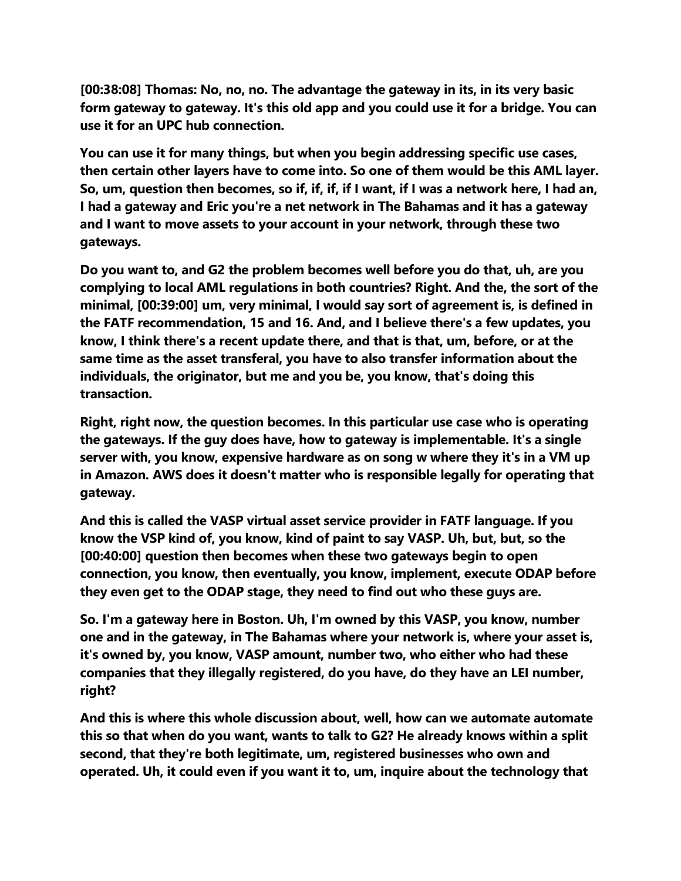**[00:38:08] Thomas: No, no, no. The advantage the gateway in its, in its very basic form gateway to gateway. It's this old app and you could use it for a bridge. You can use it for an UPC hub connection.**

**You can use it for many things, but when you begin addressing specific use cases, then certain other layers have to come into. So one of them would be this AML layer. So, um, question then becomes, so if, if, if, if I want, if I was a network here, I had an, I had a gateway and Eric you're a net network in The Bahamas and it has a gateway and I want to move assets to your account in your network, through these two gateways.**

**Do you want to, and G2 the problem becomes well before you do that, uh, are you complying to local AML regulations in both countries? Right. And the, the sort of the minimal, [00:39:00] um, very minimal, I would say sort of agreement is, is defined in the FATF recommendation, 15 and 16. And, and I believe there's a few updates, you know, I think there's a recent update there, and that is that, um, before, or at the same time as the asset transferal, you have to also transfer information about the individuals, the originator, but me and you be, you know, that's doing this transaction.**

**Right, right now, the question becomes. In this particular use case who is operating the gateways. If the guy does have, how to gateway is implementable. It's a single server with, you know, expensive hardware as on song w where they it's in a VM up in Amazon. AWS does it doesn't matter who is responsible legally for operating that gateway.**

**And this is called the VASP virtual asset service provider in FATF language. If you know the VSP kind of, you know, kind of paint to say VASP. Uh, but, but, so the [00:40:00] question then becomes when these two gateways begin to open connection, you know, then eventually, you know, implement, execute ODAP before they even get to the ODAP stage, they need to find out who these guys are.**

**So. I'm a gateway here in Boston. Uh, I'm owned by this VASP, you know, number one and in the gateway, in The Bahamas where your network is, where your asset is, it's owned by, you know, VASP amount, number two, who either who had these companies that they illegally registered, do you have, do they have an LEI number, right?**

**And this is where this whole discussion about, well, how can we automate automate this so that when do you want, wants to talk to G2? He already knows within a split second, that they're both legitimate, um, registered businesses who own and operated. Uh, it could even if you want it to, um, inquire about the technology that**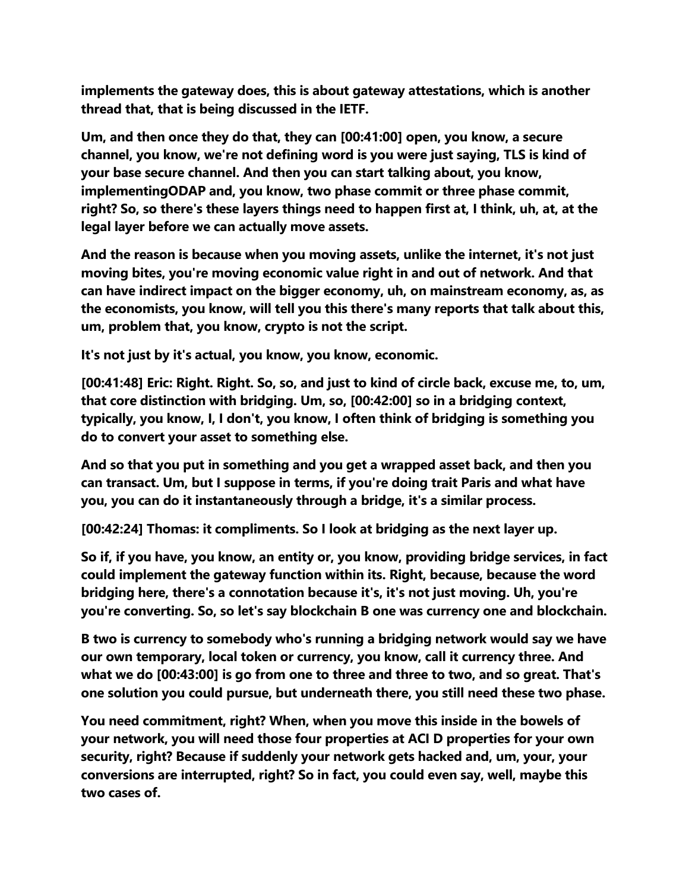**implements the gateway does, this is about gateway attestations, which is another thread that, that is being discussed in the IETF.**

**Um, and then once they do that, they can [00:41:00] open, you know, a secure channel, you know, we're not defining word is you were just saying, TLS is kind of your base secure channel. And then you can start talking about, you know, implementingODAP and, you know, two phase commit or three phase commit, right? So, so there's these layers things need to happen first at, I think, uh, at, at the legal layer before we can actually move assets.**

**And the reason is because when you moving assets, unlike the internet, it's not just moving bites, you're moving economic value right in and out of network. And that can have indirect impact on the bigger economy, uh, on mainstream economy, as, as the economists, you know, will tell you this there's many reports that talk about this, um, problem that, you know, crypto is not the script.**

**It's not just by it's actual, you know, you know, economic.**

**[00:41:48] Eric: Right. Right. So, so, and just to kind of circle back, excuse me, to, um, that core distinction with bridging. Um, so, [00:42:00] so in a bridging context, typically, you know, I, I don't, you know, I often think of bridging is something you do to convert your asset to something else.**

**And so that you put in something and you get a wrapped asset back, and then you can transact. Um, but I suppose in terms, if you're doing trait Paris and what have you, you can do it instantaneously through a bridge, it's a similar process.**

**[00:42:24] Thomas: it compliments. So I look at bridging as the next layer up.**

**So if, if you have, you know, an entity or, you know, providing bridge services, in fact could implement the gateway function within its. Right, because, because the word bridging here, there's a connotation because it's, it's not just moving. Uh, you're you're converting. So, so let's say blockchain B one was currency one and blockchain.**

**B two is currency to somebody who's running a bridging network would say we have our own temporary, local token or currency, you know, call it currency three. And what we do [00:43:00] is go from one to three and three to two, and so great. That's one solution you could pursue, but underneath there, you still need these two phase.**

**You need commitment, right? When, when you move this inside in the bowels of your network, you will need those four properties at ACI D properties for your own security, right? Because if suddenly your network gets hacked and, um, your, your conversions are interrupted, right? So in fact, you could even say, well, maybe this two cases of.**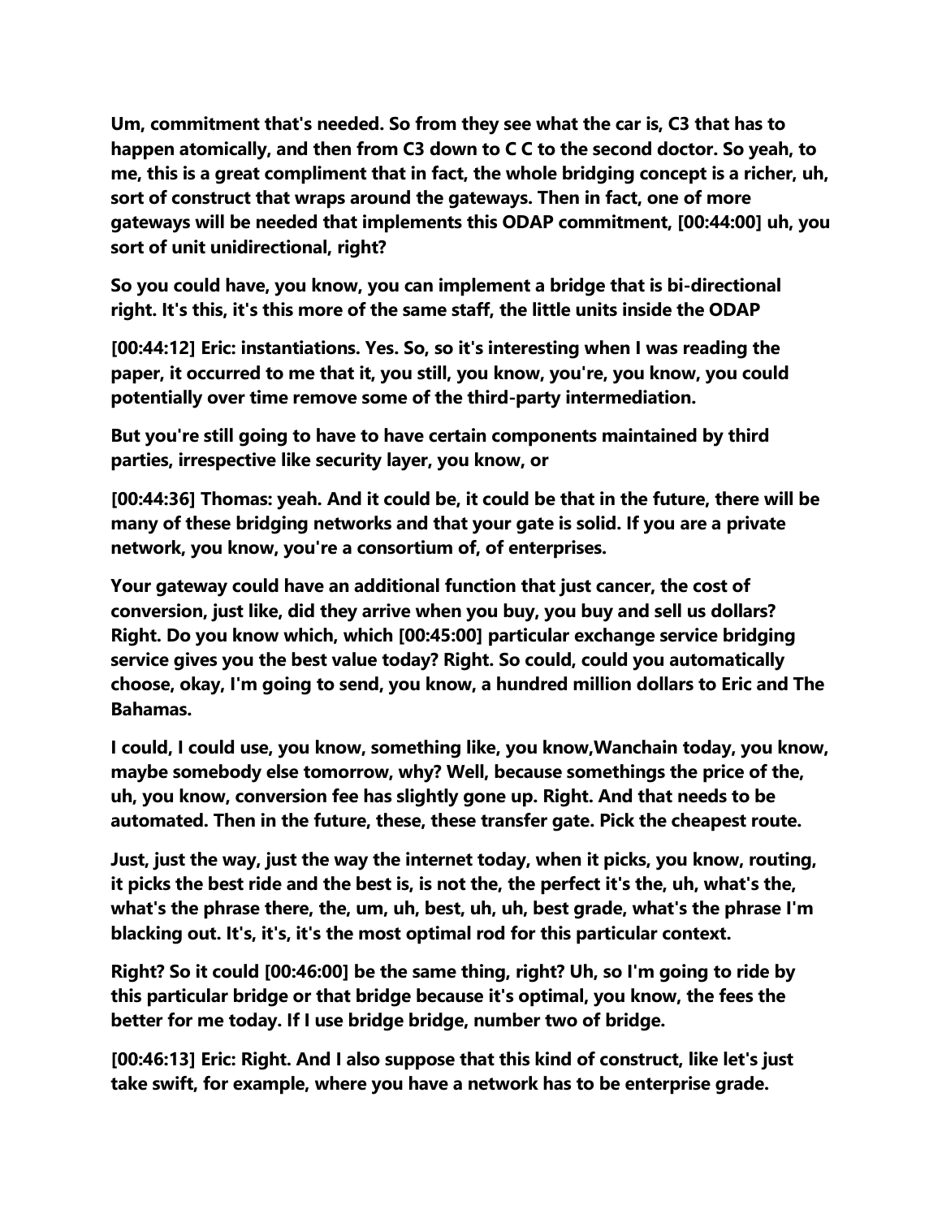**Um, commitment that's needed. So from they see what the car is, C3 that has to happen atomically, and then from C3 down to C C to the second doctor. So yeah, to me, this is a great compliment that in fact, the whole bridging concept is a richer, uh, sort of construct that wraps around the gateways. Then in fact, one of more gateways will be needed that implements this ODAP commitment, [00:44:00] uh, you sort of unit unidirectional, right?**

**So you could have, you know, you can implement a bridge that is bi-directional right. It's this, it's this more of the same staff, the little units inside the ODAP**

**[00:44:12] Eric: instantiations. Yes. So, so it's interesting when I was reading the paper, it occurred to me that it, you still, you know, you're, you know, you could potentially over time remove some of the third-party intermediation.**

**But you're still going to have to have certain components maintained by third parties, irrespective like security layer, you know, or**

**[00:44:36] Thomas: yeah. And it could be, it could be that in the future, there will be many of these bridging networks and that your gate is solid. If you are a private network, you know, you're a consortium of, of enterprises.**

**Your gateway could have an additional function that just cancer, the cost of conversion, just like, did they arrive when you buy, you buy and sell us dollars? Right. Do you know which, which [00:45:00] particular exchange service bridging service gives you the best value today? Right. So could, could you automatically choose, okay, I'm going to send, you know, a hundred million dollars to Eric and The Bahamas.**

**I could, I could use, you know, something like, you know,Wanchain today, you know, maybe somebody else tomorrow, why? Well, because somethings the price of the, uh, you know, conversion fee has slightly gone up. Right. And that needs to be automated. Then in the future, these, these transfer gate. Pick the cheapest route.**

**Just, just the way, just the way the internet today, when it picks, you know, routing, it picks the best ride and the best is, is not the, the perfect it's the, uh, what's the, what's the phrase there, the, um, uh, best, uh, uh, best grade, what's the phrase I'm blacking out. It's, it's, it's the most optimal rod for this particular context.**

**Right? So it could [00:46:00] be the same thing, right? Uh, so I'm going to ride by this particular bridge or that bridge because it's optimal, you know, the fees the better for me today. If I use bridge bridge, number two of bridge.**

**[00:46:13] Eric: Right. And I also suppose that this kind of construct, like let's just take swift, for example, where you have a network has to be enterprise grade.**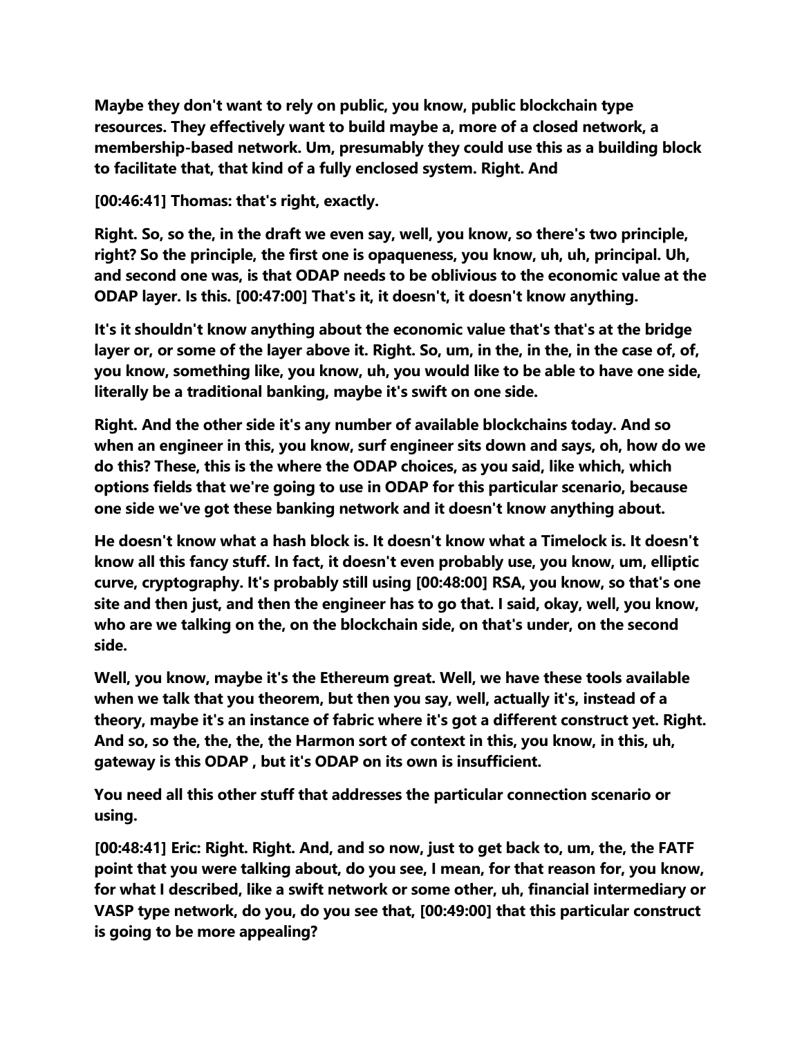**Maybe they don't want to rely on public, you know, public blockchain type resources. They effectively want to build maybe a, more of a closed network, a membership-based network. Um, presumably they could use this as a building block to facilitate that, that kind of a fully enclosed system. Right. And**

**[00:46:41] Thomas: that's right, exactly.**

**Right. So, so the, in the draft we even say, well, you know, so there's two principle, right? So the principle, the first one is opaqueness, you know, uh, uh, principal. Uh, and second one was, is that ODAP needs to be oblivious to the economic value at the ODAP layer. Is this. [00:47:00] That's it, it doesn't, it doesn't know anything.**

**It's it shouldn't know anything about the economic value that's that's at the bridge layer or, or some of the layer above it. Right. So, um, in the, in the, in the case of, of, you know, something like, you know, uh, you would like to be able to have one side, literally be a traditional banking, maybe it's swift on one side.**

**Right. And the other side it's any number of available blockchains today. And so when an engineer in this, you know, surf engineer sits down and says, oh, how do we do this? These, this is the where the ODAP choices, as you said, like which, which options fields that we're going to use in ODAP for this particular scenario, because one side we've got these banking network and it doesn't know anything about.**

**He doesn't know what a hash block is. It doesn't know what a Timelock is. It doesn't know all this fancy stuff. In fact, it doesn't even probably use, you know, um, elliptic curve, cryptography. It's probably still using [00:48:00] RSA, you know, so that's one site and then just, and then the engineer has to go that. I said, okay, well, you know, who are we talking on the, on the blockchain side, on that's under, on the second side.**

**Well, you know, maybe it's the Ethereum great. Well, we have these tools available when we talk that you theorem, but then you say, well, actually it's, instead of a theory, maybe it's an instance of fabric where it's got a different construct yet. Right. And so, so the, the, the, the Harmon sort of context in this, you know, in this, uh, gateway is this ODAP , but it's ODAP on its own is insufficient.**

**You need all this other stuff that addresses the particular connection scenario or using.**

**[00:48:41] Eric: Right. Right. And, and so now, just to get back to, um, the, the FATF point that you were talking about, do you see, I mean, for that reason for, you know, for what I described, like a swift network or some other, uh, financial intermediary or VASP type network, do you, do you see that, [00:49:00] that this particular construct is going to be more appealing?**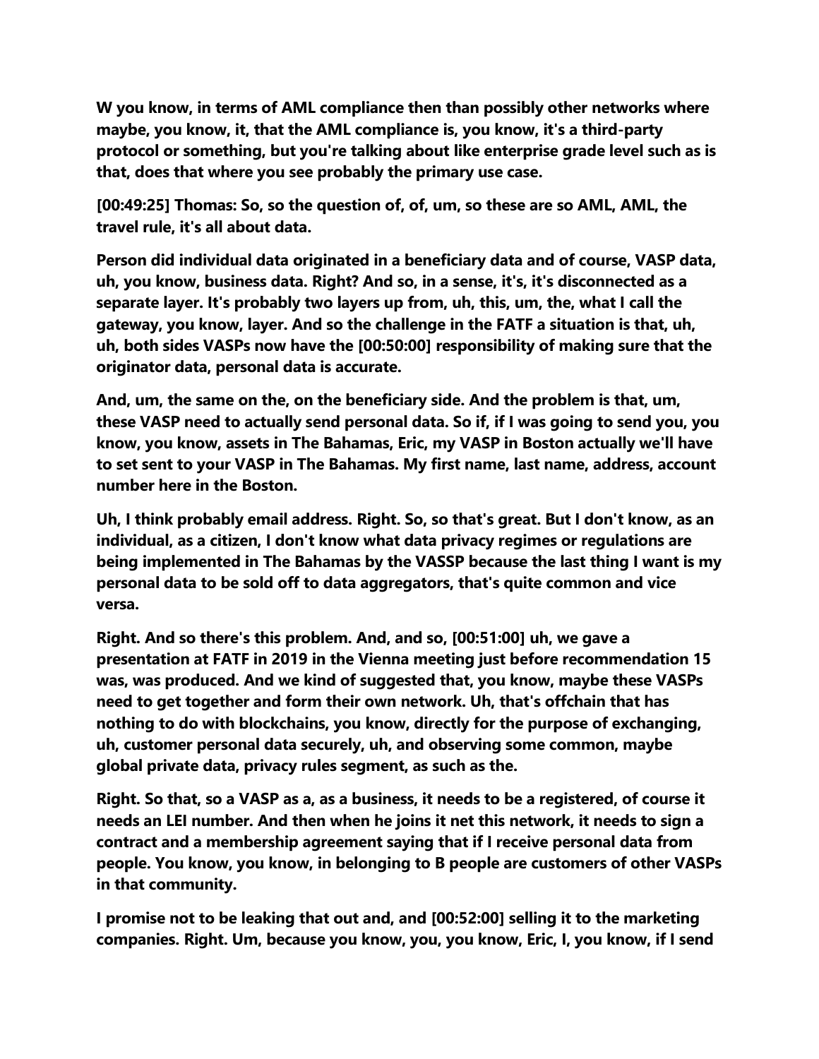**W you know, in terms of AML compliance then than possibly other networks where maybe, you know, it, that the AML compliance is, you know, it's a third-party protocol or something, but you're talking about like enterprise grade level such as is that, does that where you see probably the primary use case.**

**[00:49:25] Thomas: So, so the question of, of, um, so these are so AML, AML, the travel rule, it's all about data.**

**Person did individual data originated in a beneficiary data and of course, VASP data, uh, you know, business data. Right? And so, in a sense, it's, it's disconnected as a separate layer. It's probably two layers up from, uh, this, um, the, what I call the gateway, you know, layer. And so the challenge in the FATF a situation is that, uh, uh, both sides VASPs now have the [00:50:00] responsibility of making sure that the originator data, personal data is accurate.**

**And, um, the same on the, on the beneficiary side. And the problem is that, um, these VASP need to actually send personal data. So if, if I was going to send you, you know, you know, assets in The Bahamas, Eric, my VASP in Boston actually we'll have to set sent to your VASP in The Bahamas. My first name, last name, address, account number here in the Boston.**

**Uh, I think probably email address. Right. So, so that's great. But I don't know, as an individual, as a citizen, I don't know what data privacy regimes or regulations are being implemented in The Bahamas by the VASSP because the last thing I want is my personal data to be sold off to data aggregators, that's quite common and vice versa.**

**Right. And so there's this problem. And, and so, [00:51:00] uh, we gave a presentation at FATF in 2019 in the Vienna meeting just before recommendation 15 was, was produced. And we kind of suggested that, you know, maybe these VASPs need to get together and form their own network. Uh, that's offchain that has nothing to do with blockchains, you know, directly for the purpose of exchanging, uh, customer personal data securely, uh, and observing some common, maybe global private data, privacy rules segment, as such as the.**

**Right. So that, so a VASP as a, as a business, it needs to be a registered, of course it needs an LEI number. And then when he joins it net this network, it needs to sign a contract and a membership agreement saying that if I receive personal data from people. You know, you know, in belonging to B people are customers of other VASPs in that community.**

**I promise not to be leaking that out and, and [00:52:00] selling it to the marketing companies. Right. Um, because you know, you, you know, Eric, I, you know, if I send**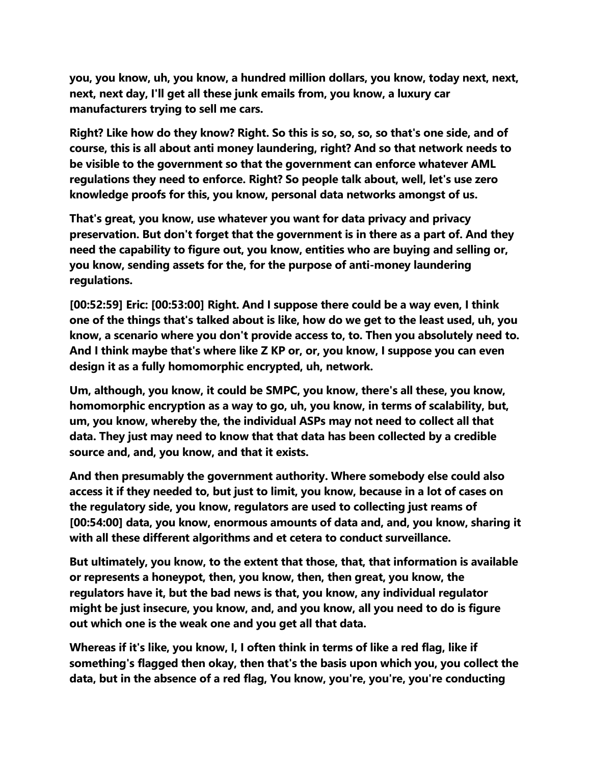**you, you know, uh, you know, a hundred million dollars, you know, today next, next, next, next day, I'll get all these junk emails from, you know, a luxury car manufacturers trying to sell me cars.**

**Right? Like how do they know? Right. So this is so, so, so, so that's one side, and of course, this is all about anti money laundering, right? And so that network needs to be visible to the government so that the government can enforce whatever AML regulations they need to enforce. Right? So people talk about, well, let's use zero knowledge proofs for this, you know, personal data networks amongst of us.**

**That's great, you know, use whatever you want for data privacy and privacy preservation. But don't forget that the government is in there as a part of. And they need the capability to figure out, you know, entities who are buying and selling or, you know, sending assets for the, for the purpose of anti-money laundering regulations.**

**[00:52:59] Eric: [00:53:00] Right. And I suppose there could be a way even, I think one of the things that's talked about is like, how do we get to the least used, uh, you know, a scenario where you don't provide access to, to. Then you absolutely need to. And I think maybe that's where like Z KP or, or, you know, I suppose you can even design it as a fully homomorphic encrypted, uh, network.**

**Um, although, you know, it could be SMPC, you know, there's all these, you know, homomorphic encryption as a way to go, uh, you know, in terms of scalability, but, um, you know, whereby the, the individual ASPs may not need to collect all that data. They just may need to know that that data has been collected by a credible source and, and, you know, and that it exists.**

**And then presumably the government authority. Where somebody else could also access it if they needed to, but just to limit, you know, because in a lot of cases on the regulatory side, you know, regulators are used to collecting just reams of [00:54:00] data, you know, enormous amounts of data and, and, you know, sharing it with all these different algorithms and et cetera to conduct surveillance.**

**But ultimately, you know, to the extent that those, that, that information is available or represents a honeypot, then, you know, then, then great, you know, the regulators have it, but the bad news is that, you know, any individual regulator might be just insecure, you know, and, and you know, all you need to do is figure out which one is the weak one and you get all that data.**

**Whereas if it's like, you know, I, I often think in terms of like a red flag, like if something's flagged then okay, then that's the basis upon which you, you collect the data, but in the absence of a red flag, You know, you're, you're, you're conducting**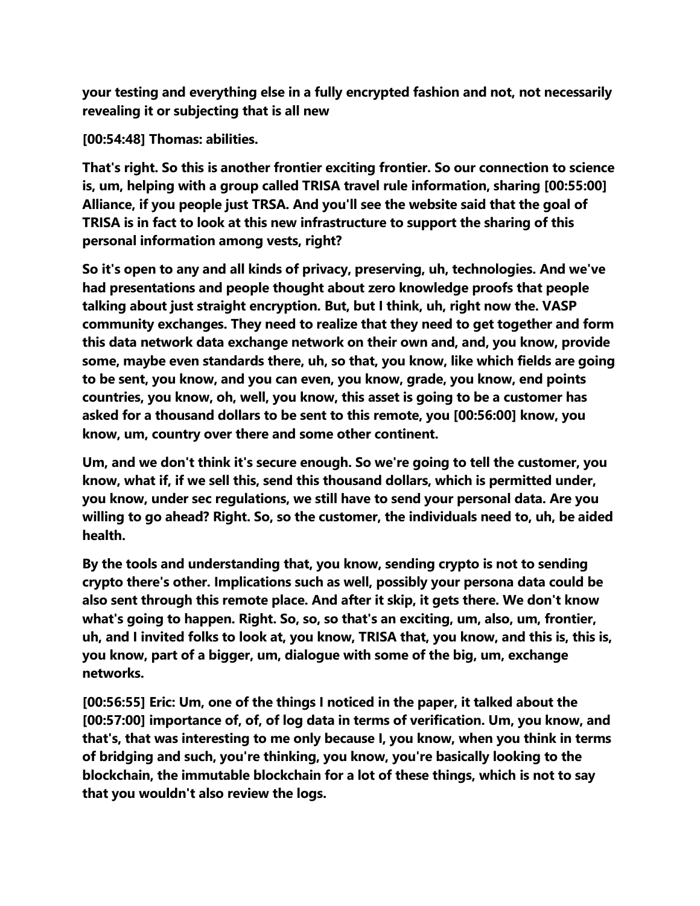**your testing and everything else in a fully encrypted fashion and not, not necessarily revealing it or subjecting that is all new**

**[00:54:48] Thomas: abilities.**

**That's right. So this is another frontier exciting frontier. So our connection to science is, um, helping with a group called TRISA travel rule information, sharing [00:55:00] Alliance, if you people just TRSA. And you'll see the website said that the goal of TRISA is in fact to look at this new infrastructure to support the sharing of this personal information among vests, right?**

**So it's open to any and all kinds of privacy, preserving, uh, technologies. And we've had presentations and people thought about zero knowledge proofs that people talking about just straight encryption. But, but I think, uh, right now the. VASP community exchanges. They need to realize that they need to get together and form this data network data exchange network on their own and, and, you know, provide some, maybe even standards there, uh, so that, you know, like which fields are going to be sent, you know, and you can even, you know, grade, you know, end points countries, you know, oh, well, you know, this asset is going to be a customer has asked for a thousand dollars to be sent to this remote, you [00:56:00] know, you know, um, country over there and some other continent.**

**Um, and we don't think it's secure enough. So we're going to tell the customer, you know, what if, if we sell this, send this thousand dollars, which is permitted under, you know, under sec regulations, we still have to send your personal data. Are you willing to go ahead? Right. So, so the customer, the individuals need to, uh, be aided health.**

**By the tools and understanding that, you know, sending crypto is not to sending crypto there's other. Implications such as well, possibly your persona data could be also sent through this remote place. And after it skip, it gets there. We don't know what's going to happen. Right. So, so, so that's an exciting, um, also, um, frontier, uh, and I invited folks to look at, you know, TRISA that, you know, and this is, this is, you know, part of a bigger, um, dialogue with some of the big, um, exchange networks.**

**[00:56:55] Eric: Um, one of the things I noticed in the paper, it talked about the [00:57:00] importance of, of, of log data in terms of verification. Um, you know, and that's, that was interesting to me only because I, you know, when you think in terms of bridging and such, you're thinking, you know, you're basically looking to the blockchain, the immutable blockchain for a lot of these things, which is not to say that you wouldn't also review the logs.**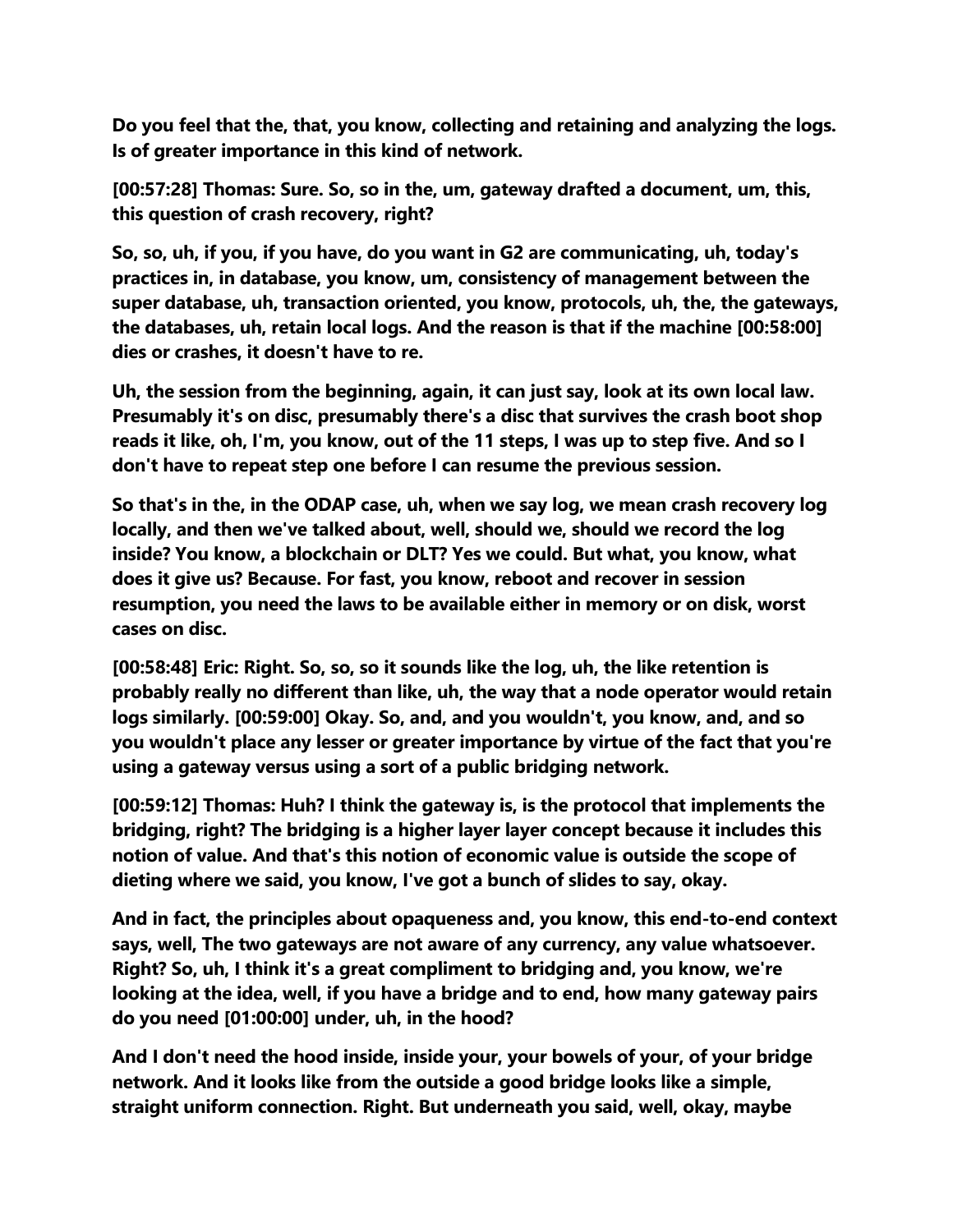**Do you feel that the, that, you know, collecting and retaining and analyzing the logs. Is of greater importance in this kind of network.**

**[00:57:28] Thomas: Sure. So, so in the, um, gateway drafted a document, um, this, this question of crash recovery, right?**

**So, so, uh, if you, if you have, do you want in G2 are communicating, uh, today's practices in, in database, you know, um, consistency of management between the super database, uh, transaction oriented, you know, protocols, uh, the, the gateways, the databases, uh, retain local logs. And the reason is that if the machine [00:58:00] dies or crashes, it doesn't have to re.**

**Uh, the session from the beginning, again, it can just say, look at its own local law. Presumably it's on disc, presumably there's a disc that survives the crash boot shop reads it like, oh, I'm, you know, out of the 11 steps, I was up to step five. And so I don't have to repeat step one before I can resume the previous session.**

**So that's in the, in the ODAP case, uh, when we say log, we mean crash recovery log locally, and then we've talked about, well, should we, should we record the log inside? You know, a blockchain or DLT? Yes we could. But what, you know, what does it give us? Because. For fast, you know, reboot and recover in session resumption, you need the laws to be available either in memory or on disk, worst cases on disc.**

**[00:58:48] Eric: Right. So, so, so it sounds like the log, uh, the like retention is probably really no different than like, uh, the way that a node operator would retain logs similarly. [00:59:00] Okay. So, and, and you wouldn't, you know, and, and so you wouldn't place any lesser or greater importance by virtue of the fact that you're using a gateway versus using a sort of a public bridging network.**

**[00:59:12] Thomas: Huh? I think the gateway is, is the protocol that implements the bridging, right? The bridging is a higher layer layer concept because it includes this notion of value. And that's this notion of economic value is outside the scope of dieting where we said, you know, I've got a bunch of slides to say, okay.**

**And in fact, the principles about opaqueness and, you know, this end-to-end context says, well, The two gateways are not aware of any currency, any value whatsoever. Right? So, uh, I think it's a great compliment to bridging and, you know, we're looking at the idea, well, if you have a bridge and to end, how many gateway pairs do you need [01:00:00] under, uh, in the hood?**

**And I don't need the hood inside, inside your, your bowels of your, of your bridge network. And it looks like from the outside a good bridge looks like a simple, straight uniform connection. Right. But underneath you said, well, okay, maybe**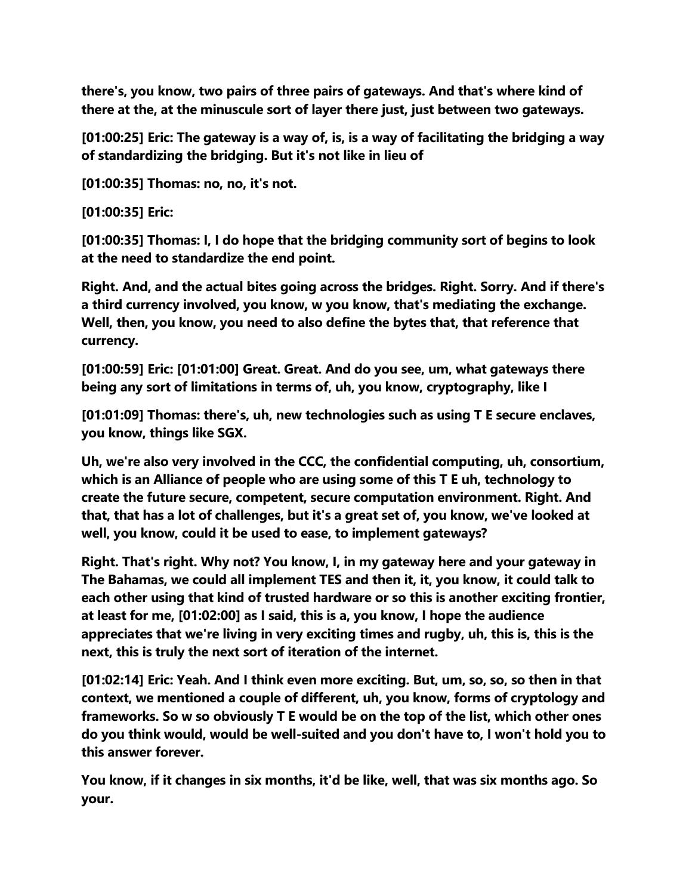**there's, you know, two pairs of three pairs of gateways. And that's where kind of there at the, at the minuscule sort of layer there just, just between two gateways.**

**[01:00:25] Eric: The gateway is a way of, is, is a way of facilitating the bridging a way of standardizing the bridging. But it's not like in lieu of**

**[01:00:35] Thomas: no, no, it's not.**

**[01:00:35] Eric:**

**[01:00:35] Thomas: I, I do hope that the bridging community sort of begins to look at the need to standardize the end point.**

**Right. And, and the actual bites going across the bridges. Right. Sorry. And if there's a third currency involved, you know, w you know, that's mediating the exchange. Well, then, you know, you need to also define the bytes that, that reference that currency.**

**[01:00:59] Eric: [01:01:00] Great. Great. And do you see, um, what gateways there being any sort of limitations in terms of, uh, you know, cryptography, like I**

**[01:01:09] Thomas: there's, uh, new technologies such as using T E secure enclaves, you know, things like SGX.**

**Uh, we're also very involved in the CCC, the confidential computing, uh, consortium, which is an Alliance of people who are using some of this T E uh, technology to create the future secure, competent, secure computation environment. Right. And that, that has a lot of challenges, but it's a great set of, you know, we've looked at well, you know, could it be used to ease, to implement gateways?**

**Right. That's right. Why not? You know, I, in my gateway here and your gateway in The Bahamas, we could all implement TES and then it, it, you know, it could talk to each other using that kind of trusted hardware or so this is another exciting frontier, at least for me, [01:02:00] as I said, this is a, you know, I hope the audience appreciates that we're living in very exciting times and rugby, uh, this is, this is the next, this is truly the next sort of iteration of the internet.**

**[01:02:14] Eric: Yeah. And I think even more exciting. But, um, so, so, so then in that context, we mentioned a couple of different, uh, you know, forms of cryptology and frameworks. So w so obviously T E would be on the top of the list, which other ones do you think would, would be well-suited and you don't have to, I won't hold you to this answer forever.**

**You know, if it changes in six months, it'd be like, well, that was six months ago. So your.**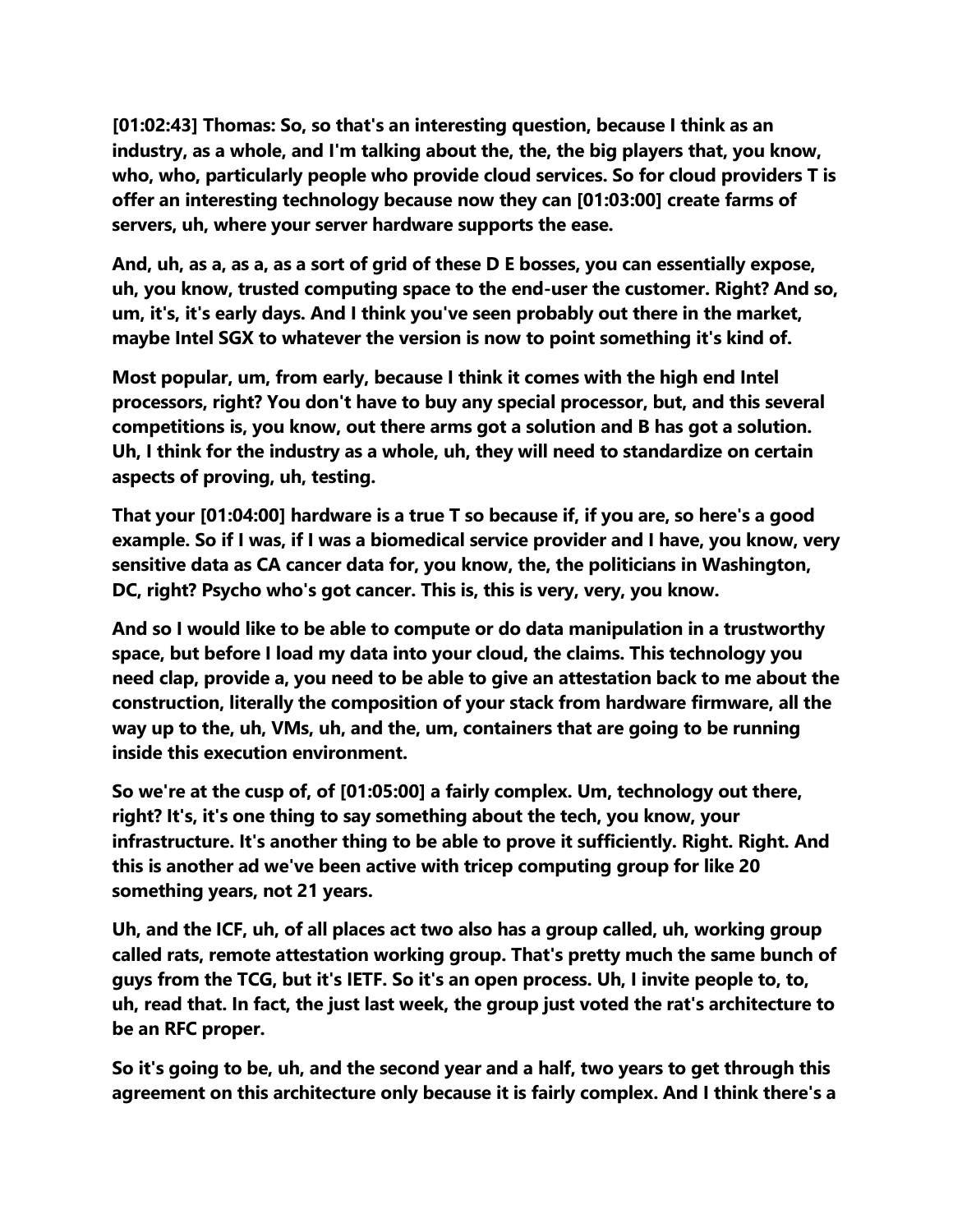**[01:02:43] Thomas: So, so that's an interesting question, because I think as an industry, as a whole, and I'm talking about the, the, the big players that, you know, who, who, particularly people who provide cloud services. So for cloud providers T is offer an interesting technology because now they can [01:03:00] create farms of servers, uh, where your server hardware supports the ease.**

**And, uh, as a, as a, as a sort of grid of these D E bosses, you can essentially expose, uh, you know, trusted computing space to the end-user the customer. Right? And so, um, it's, it's early days. And I think you've seen probably out there in the market, maybe Intel SGX to whatever the version is now to point something it's kind of.**

**Most popular, um, from early, because I think it comes with the high end Intel processors, right? You don't have to buy any special processor, but, and this several competitions is, you know, out there arms got a solution and B has got a solution. Uh, I think for the industry as a whole, uh, they will need to standardize on certain aspects of proving, uh, testing.**

**That your [01:04:00] hardware is a true T so because if, if you are, so here's a good example. So if I was, if I was a biomedical service provider and I have, you know, very sensitive data as CA cancer data for, you know, the, the politicians in Washington, DC, right? Psycho who's got cancer. This is, this is very, very, you know.**

**And so I would like to be able to compute or do data manipulation in a trustworthy space, but before I load my data into your cloud, the claims. This technology you need clap, provide a, you need to be able to give an attestation back to me about the construction, literally the composition of your stack from hardware firmware, all the way up to the, uh, VMs, uh, and the, um, containers that are going to be running inside this execution environment.**

**So we're at the cusp of, of [01:05:00] a fairly complex. Um, technology out there, right? It's, it's one thing to say something about the tech, you know, your infrastructure. It's another thing to be able to prove it sufficiently. Right. Right. And this is another ad we've been active with tricep computing group for like 20 something years, not 21 years.**

**Uh, and the ICF, uh, of all places act two also has a group called, uh, working group called rats, remote attestation working group. That's pretty much the same bunch of guys from the TCG, but it's IETF. So it's an open process. Uh, I invite people to, to, uh, read that. In fact, the just last week, the group just voted the rat's architecture to be an RFC proper.**

**So it's going to be, uh, and the second year and a half, two years to get through this agreement on this architecture only because it is fairly complex. And I think there's a**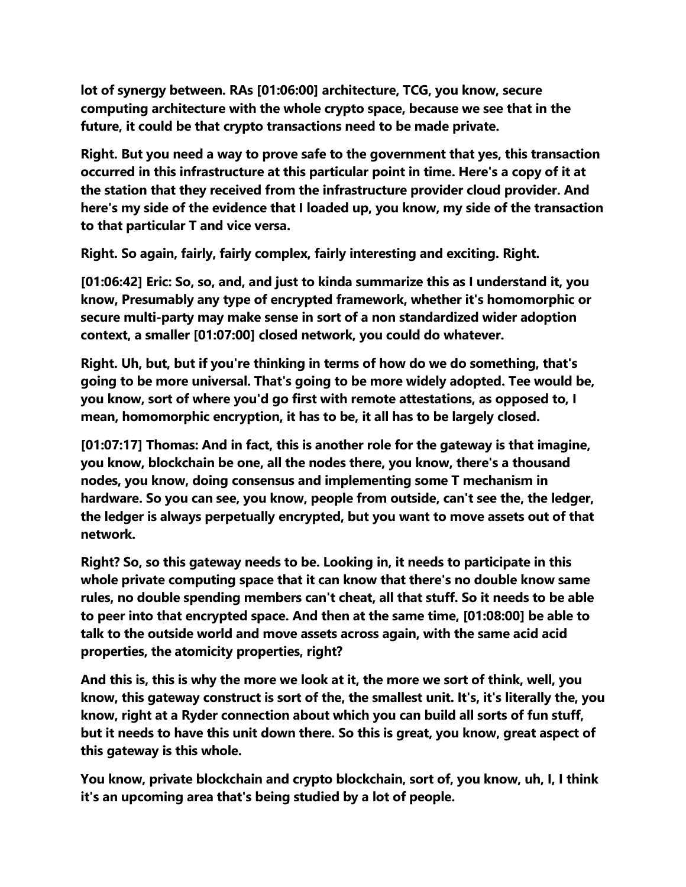**lot of synergy between. RAs [01:06:00] architecture, TCG, you know, secure computing architecture with the whole crypto space, because we see that in the future, it could be that crypto transactions need to be made private.**

**Right. But you need a way to prove safe to the government that yes, this transaction occurred in this infrastructure at this particular point in time. Here's a copy of it at the station that they received from the infrastructure provider cloud provider. And here's my side of the evidence that I loaded up, you know, my side of the transaction to that particular T and vice versa.**

**Right. So again, fairly, fairly complex, fairly interesting and exciting. Right.**

**[01:06:42] Eric: So, so, and, and just to kinda summarize this as I understand it, you know, Presumably any type of encrypted framework, whether it's homomorphic or secure multi-party may make sense in sort of a non standardized wider adoption context, a smaller [01:07:00] closed network, you could do whatever.**

**Right. Uh, but, but if you're thinking in terms of how do we do something, that's going to be more universal. That's going to be more widely adopted. Tee would be, you know, sort of where you'd go first with remote attestations, as opposed to, I mean, homomorphic encryption, it has to be, it all has to be largely closed.**

**[01:07:17] Thomas: And in fact, this is another role for the gateway is that imagine, you know, blockchain be one, all the nodes there, you know, there's a thousand nodes, you know, doing consensus and implementing some T mechanism in hardware. So you can see, you know, people from outside, can't see the, the ledger, the ledger is always perpetually encrypted, but you want to move assets out of that network.**

**Right? So, so this gateway needs to be. Looking in, it needs to participate in this whole private computing space that it can know that there's no double know same rules, no double spending members can't cheat, all that stuff. So it needs to be able to peer into that encrypted space. And then at the same time, [01:08:00] be able to talk to the outside world and move assets across again, with the same acid acid properties, the atomicity properties, right?**

**And this is, this is why the more we look at it, the more we sort of think, well, you know, this gateway construct is sort of the, the smallest unit. It's, it's literally the, you know, right at a Ryder connection about which you can build all sorts of fun stuff, but it needs to have this unit down there. So this is great, you know, great aspect of this gateway is this whole.**

**You know, private blockchain and crypto blockchain, sort of, you know, uh, I, I think it's an upcoming area that's being studied by a lot of people.**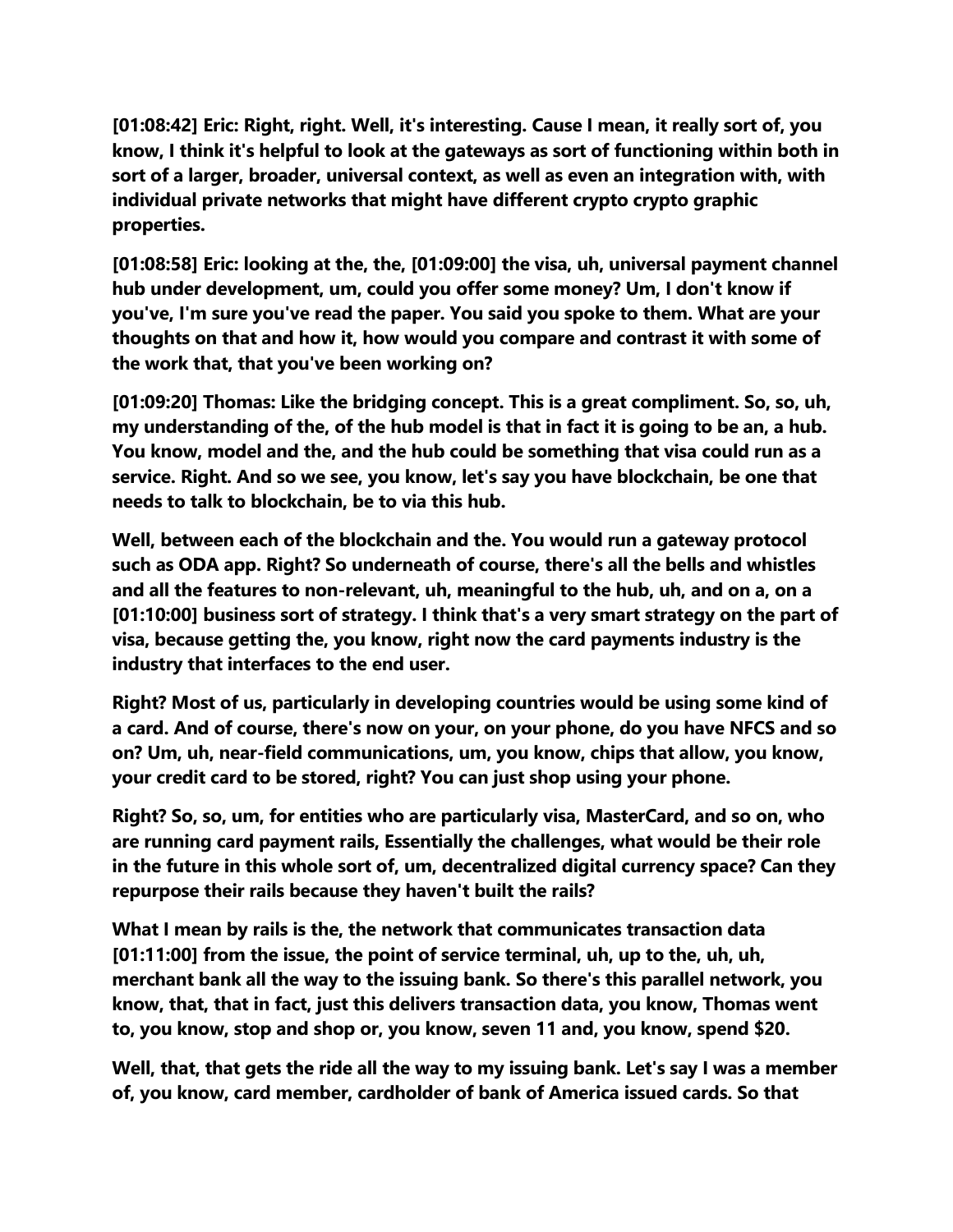**[01:08:42] Eric: Right, right. Well, it's interesting. Cause I mean, it really sort of, you know, I think it's helpful to look at the gateways as sort of functioning within both in sort of a larger, broader, universal context, as well as even an integration with, with individual private networks that might have different crypto crypto graphic properties.**

**[01:08:58] Eric: looking at the, the, [01:09:00] the visa, uh, universal payment channel hub under development, um, could you offer some money? Um, I don't know if you've, I'm sure you've read the paper. You said you spoke to them. What are your thoughts on that and how it, how would you compare and contrast it with some of the work that, that you've been working on?**

**[01:09:20] Thomas: Like the bridging concept. This is a great compliment. So, so, uh, my understanding of the, of the hub model is that in fact it is going to be an, a hub. You know, model and the, and the hub could be something that visa could run as a service. Right. And so we see, you know, let's say you have blockchain, be one that needs to talk to blockchain, be to via this hub.**

**Well, between each of the blockchain and the. You would run a gateway protocol such as ODA app. Right? So underneath of course, there's all the bells and whistles and all the features to non-relevant, uh, meaningful to the hub, uh, and on a, on a [01:10:00] business sort of strategy. I think that's a very smart strategy on the part of visa, because getting the, you know, right now the card payments industry is the industry that interfaces to the end user.**

**Right? Most of us, particularly in developing countries would be using some kind of a card. And of course, there's now on your, on your phone, do you have NFCS and so on? Um, uh, near-field communications, um, you know, chips that allow, you know, your credit card to be stored, right? You can just shop using your phone.**

**Right? So, so, um, for entities who are particularly visa, MasterCard, and so on, who are running card payment rails, Essentially the challenges, what would be their role in the future in this whole sort of, um, decentralized digital currency space? Can they repurpose their rails because they haven't built the rails?**

**What I mean by rails is the, the network that communicates transaction data [01:11:00] from the issue, the point of service terminal, uh, up to the, uh, uh, merchant bank all the way to the issuing bank. So there's this parallel network, you know, that, that in fact, just this delivers transaction data, you know, Thomas went to, you know, stop and shop or, you know, seven 11 and, you know, spend $20.**

**Well, that, that gets the ride all the way to my issuing bank. Let's say I was a member of, you know, card member, cardholder of bank of America issued cards. So that**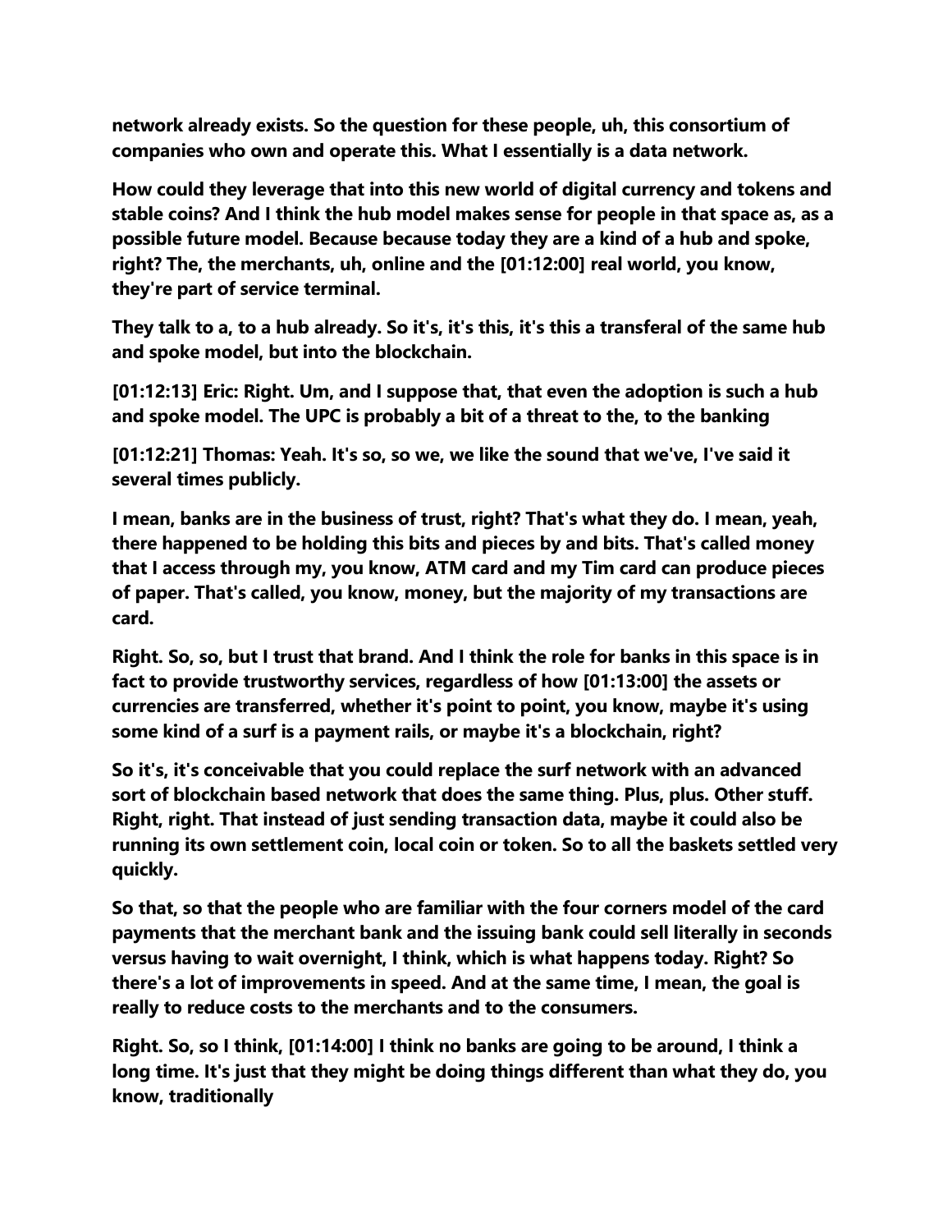**network already exists. So the question for these people, uh, this consortium of companies who own and operate this. What I essentially is a data network.**

**How could they leverage that into this new world of digital currency and tokens and stable coins? And I think the hub model makes sense for people in that space as, as a possible future model. Because because today they are a kind of a hub and spoke, right? The, the merchants, uh, online and the [01:12:00] real world, you know, they're part of service terminal.**

**They talk to a, to a hub already. So it's, it's this, it's this a transferal of the same hub and spoke model, but into the blockchain.**

**[01:12:13] Eric: Right. Um, and I suppose that, that even the adoption is such a hub and spoke model. The UPC is probably a bit of a threat to the, to the banking**

**[01:12:21] Thomas: Yeah. It's so, so we, we like the sound that we've, I've said it several times publicly.**

**I mean, banks are in the business of trust, right? That's what they do. I mean, yeah, there happened to be holding this bits and pieces by and bits. That's called money that I access through my, you know, ATM card and my Tim card can produce pieces of paper. That's called, you know, money, but the majority of my transactions are card.**

**Right. So, so, but I trust that brand. And I think the role for banks in this space is in fact to provide trustworthy services, regardless of how [01:13:00] the assets or currencies are transferred, whether it's point to point, you know, maybe it's using some kind of a surf is a payment rails, or maybe it's a blockchain, right?**

**So it's, it's conceivable that you could replace the surf network with an advanced sort of blockchain based network that does the same thing. Plus, plus. Other stuff. Right, right. That instead of just sending transaction data, maybe it could also be running its own settlement coin, local coin or token. So to all the baskets settled very quickly.**

**So that, so that the people who are familiar with the four corners model of the card payments that the merchant bank and the issuing bank could sell literally in seconds versus having to wait overnight, I think, which is what happens today. Right? So there's a lot of improvements in speed. And at the same time, I mean, the goal is really to reduce costs to the merchants and to the consumers.**

**Right. So, so I think, [01:14:00] I think no banks are going to be around, I think a long time. It's just that they might be doing things different than what they do, you know, traditionally**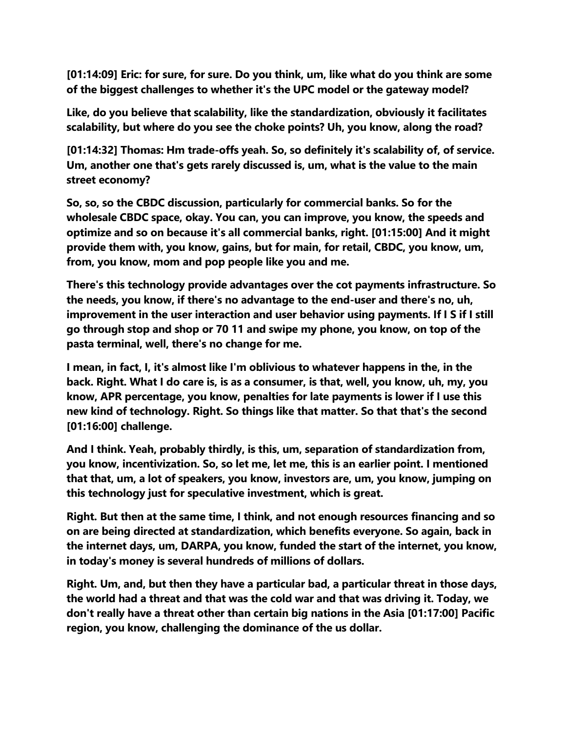**[01:14:09] Eric: for sure, for sure. Do you think, um, like what do you think are some of the biggest challenges to whether it's the UPC model or the gateway model?**

**Like, do you believe that scalability, like the standardization, obviously it facilitates scalability, but where do you see the choke points? Uh, you know, along the road?**

**[01:14:32] Thomas: Hm trade-offs yeah. So, so definitely it's scalability of, of service. Um, another one that's gets rarely discussed is, um, what is the value to the main street economy?**

**So, so, so the CBDC discussion, particularly for commercial banks. So for the wholesale CBDC space, okay. You can, you can improve, you know, the speeds and optimize and so on because it's all commercial banks, right. [01:15:00] And it might provide them with, you know, gains, but for main, for retail, CBDC, you know, um, from, you know, mom and pop people like you and me.**

**There's this technology provide advantages over the cot payments infrastructure. So the needs, you know, if there's no advantage to the end-user and there's no, uh, improvement in the user interaction and user behavior using payments. If I S if I still go through stop and shop or 70 11 and swipe my phone, you know, on top of the pasta terminal, well, there's no change for me.**

**I mean, in fact, I, it's almost like I'm oblivious to whatever happens in the, in the back. Right. What I do care is, is as a consumer, is that, well, you know, uh, my, you know, APR percentage, you know, penalties for late payments is lower if I use this new kind of technology. Right. So things like that matter. So that that's the second [01:16:00] challenge.**

**And I think. Yeah, probably thirdly, is this, um, separation of standardization from, you know, incentivization. So, so let me, let me, this is an earlier point. I mentioned that that, um, a lot of speakers, you know, investors are, um, you know, jumping on this technology just for speculative investment, which is great.**

**Right. But then at the same time, I think, and not enough resources financing and so on are being directed at standardization, which benefits everyone. So again, back in the internet days, um, DARPA, you know, funded the start of the internet, you know, in today's money is several hundreds of millions of dollars.**

**Right. Um, and, but then they have a particular bad, a particular threat in those days, the world had a threat and that was the cold war and that was driving it. Today, we don't really have a threat other than certain big nations in the Asia [01:17:00] Pacific region, you know, challenging the dominance of the us dollar.**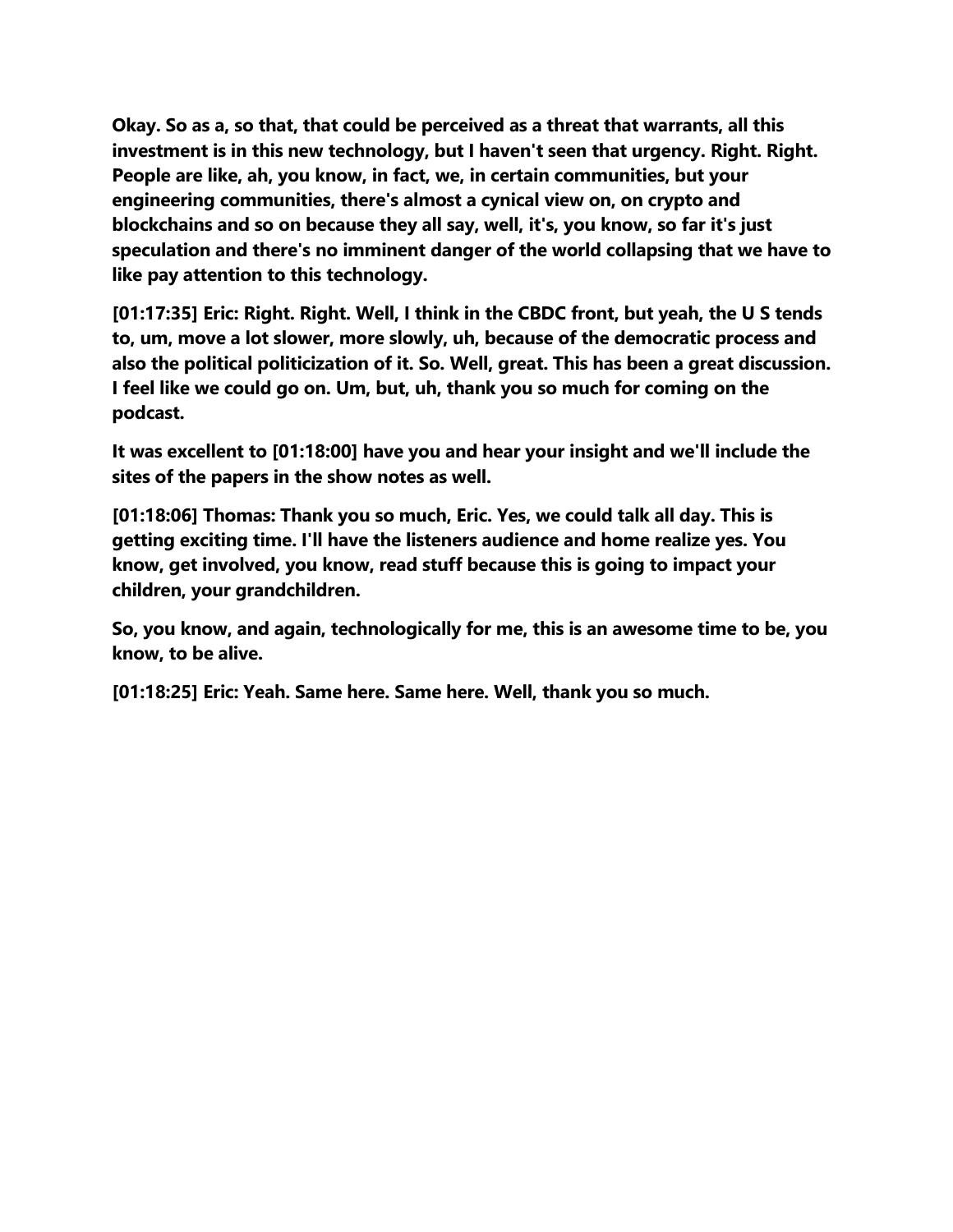**Okay. So as a, so that, that could be perceived as a threat that warrants, all this investment is in this new technology, but I haven't seen that urgency. Right. Right. People are like, ah, you know, in fact, we, in certain communities, but your engineering communities, there's almost a cynical view on, on crypto and blockchains and so on because they all say, well, it's, you know, so far it's just speculation and there's no imminent danger of the world collapsing that we have to like pay attention to this technology.**

**[01:17:35] Eric: Right. Right. Well, I think in the CBDC front, but yeah, the U S tends to, um, move a lot slower, more slowly, uh, because of the democratic process and also the political politicization of it. So. Well, great. This has been a great discussion. I feel like we could go on. Um, but, uh, thank you so much for coming on the podcast.**

**It was excellent to [01:18:00] have you and hear your insight and we'll include the sites of the papers in the show notes as well.**

**[01:18:06] Thomas: Thank you so much, Eric. Yes, we could talk all day. This is getting exciting time. I'll have the listeners audience and home realize yes. You know, get involved, you know, read stuff because this is going to impact your children, your grandchildren.**

**So, you know, and again, technologically for me, this is an awesome time to be, you know, to be alive.**

**[01:18:25] Eric: Yeah. Same here. Same here. Well, thank you so much.**